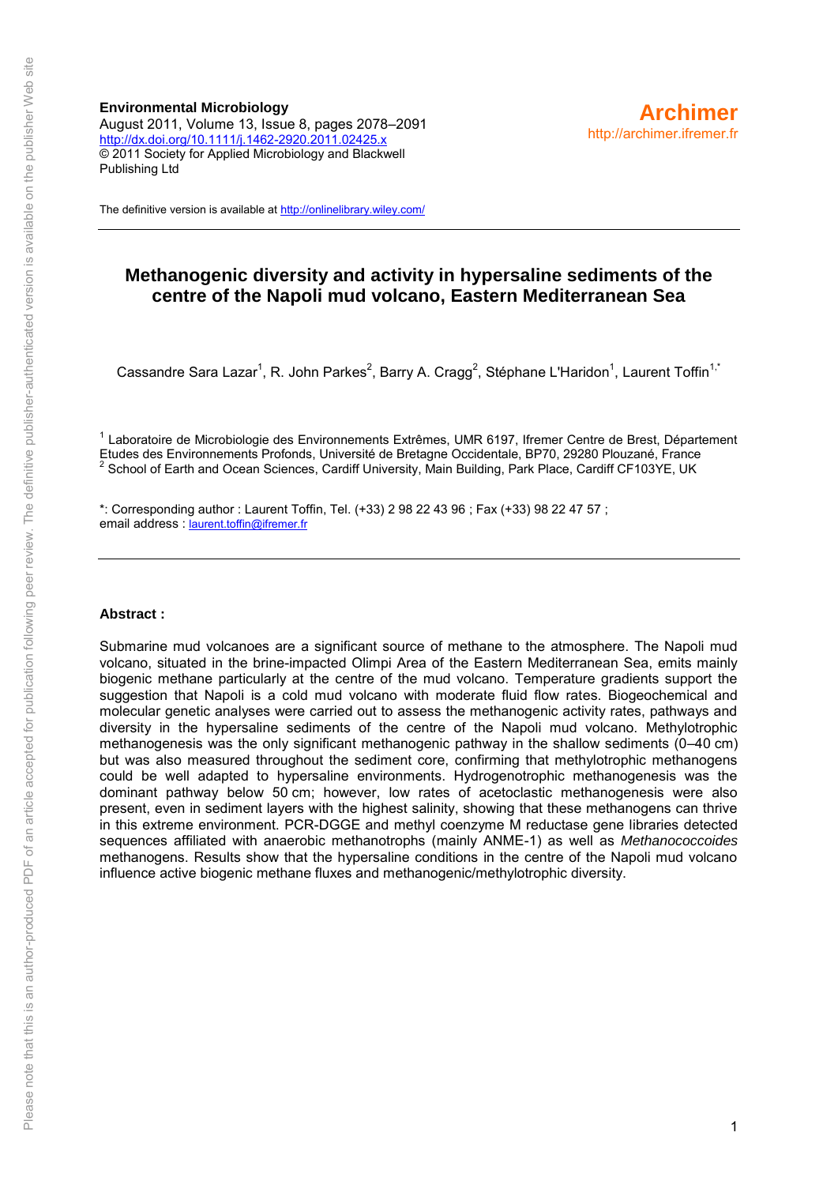**Environmental Microbiology**
August 2011, Volume 13, Issue 8, pages 2078–2091
http://dx.doi.org/10.1111/j.1462-2920.2011.02425.x
© 2011 Society for Applied Microbiology and Blackwell Publishing Ltd

**Archimer**
http://archimer.ifremer.fr

The definitive version is available at http://onlinelibrary.wiley.com/

# Methanogenic diversity and activity in hypersaline sediments of the centre of the Napoli mud volcano, Eastern Mediterranean Sea

Cassandre Sara Lazar[1], R. John Parkes[2], Barry A. Cragg[2], Stéphane L'Haridon[1], Laurent Toffin[1,*]

[1] Laboratoire de Microbiologie des Environnements Extrêmes, UMR 6197, Ifremer Centre de Brest, Département Etudes des Environnements Profonds, Université de Bretagne Occidentale, BP70, 29280 Plouzané, France
[2] School of Earth and Ocean Sciences, Cardiff University, Main Building, Park Place, Cardiff CF103YE, UK

*: Corresponding author : Laurent Toffin, Tel. (+33) 2 98 22 43 96 ; Fax (+33) 98 22 47 57 ; email address : laurent.toffin@ifremer.fr

**Abstract :**

Submarine mud volcanoes are a significant source of methane to the atmosphere. The Napoli mud volcano, situated in the brine-impacted Olimpi Area of the Eastern Mediterranean Sea, emits mainly biogenic methane particularly at the centre of the mud volcano. Temperature gradients support the suggestion that Napoli is a cold mud volcano with moderate fluid flow rates. Biogeochemical and molecular genetic analyses were carried out to assess the methanogenic activity rates, pathways and diversity in the hypersaline sediments of the centre of the Napoli mud volcano. Methylotrophic methanogenesis was the only significant methanogenic pathway in the shallow sediments (0–40 cm) but was also measured throughout the sediment core, confirming that methylotrophic methanogens could be well adapted to hypersaline environments. Hydrogenotrophic methanogenesis was the dominant pathway below 50 cm; however, low rates of acetoclastic methanogenesis were also present, even in sediment layers with the highest salinity, showing that these methanogens can thrive in this extreme environment. PCR-DGGE and methyl coenzyme M reductase gene libraries detected sequences affiliated with anaerobic methanotrophs (mainly ANME-1) as well as *Methanococcoides* methanogens. Results show that the hypersaline conditions in the centre of the Napoli mud volcano influence active biogenic methane fluxes and methanogenic/methylotrophic diversity.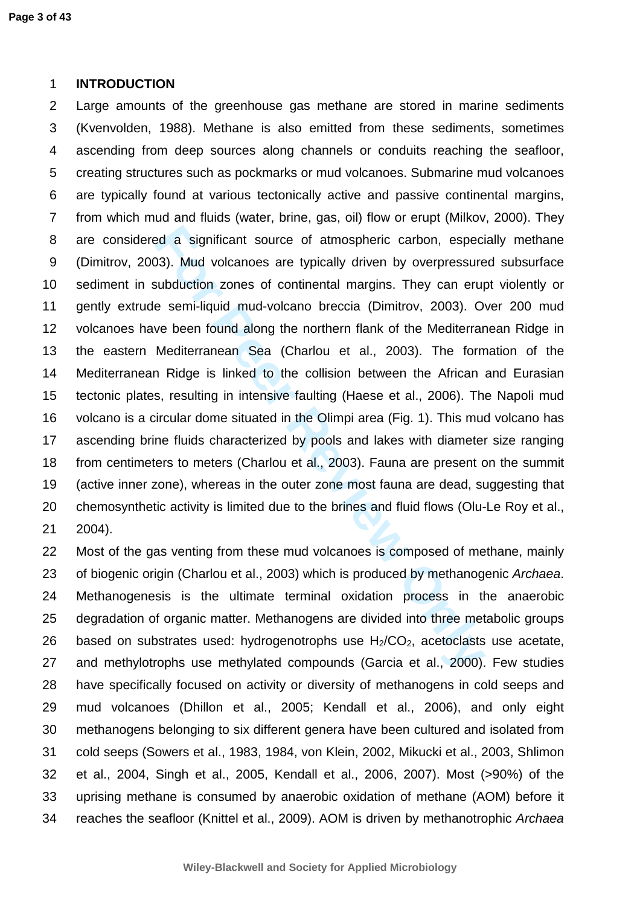## INTRODUCTION

Large amounts of the greenhouse gas methane are stored in marine sediments (Kvenvolden, 1988). Methane is also emitted from these sediments, sometimes ascending from deep sources along channels or conduits reaching the seafloor, creating structures such as pockmarks or mud volcanoes. Submarine mud volcanoes are typically found at various tectonically active and passive continental margins, from which mud and fluids (water, brine, gas, oil) flow or erupt (Milkov, 2000). They are considered a significant source of atmospheric carbon, especially methane (Dimitrov, 2003). Mud volcanoes are typically driven by overpressured subsurface sediment in subduction zones of continental margins. They can erupt violently or gently extrude semi-liquid mud-volcano breccia (Dimitrov, 2003). Over 200 mud volcanoes have been found along the northern flank of the Mediterranean Ridge in the eastern Mediterranean Sea (Charlou et al., 2003). The formation of the Mediterranean Ridge is linked to the collision between the African and Eurasian tectonic plates, resulting in intensive faulting (Haese et al., 2006). The Napoli mud volcano is a circular dome situated in the Olimpi area (Fig. 1). This mud volcano has ascending brine fluids characterized by pools and lakes with diameter size ranging from centimeters to meters (Charlou et al., 2003). Fauna are present on the summit (active inner zone), whereas in the outer zone most fauna are dead, suggesting that chemosynthetic activity is limited due to the brines and fluid flows (Olu-Le Roy et al., 2004).

Most of the gas venting from these mud volcanoes is composed of methane, mainly of biogenic origin (Charlou et al., 2003) which is produced by methanogenic *Archaea*. Methanogenesis is the ultimate terminal oxidation process in the anaerobic degradation of organic matter. Methanogens are divided into three metabolic groups based on substrates used: hydrogenotrophs use $H_2/CO_2$, acetoclasts use acetate, and methylotrophs use methylated compounds (Garcia et al., 2000). Few studies have specifically focused on activity or diversity of methanogens in cold seeps and mud volcanoes (Dhillon et al., 2005; Kendall et al., 2006), and only eight methanogens belonging to six different genera have been cultured and isolated from cold seeps (Sowers et al., 1983, 1984, von Klein, 2002, Mikucki et al., 2003, Shlimon et al., 2004, Singh et al., 2005, Kendall et al., 2006, 2007). Most (>90%) of the uprising methane is consumed by anaerobic oxidation of methane (AOM) before it reaches the seafloor (Knittel et al., 2009). AOM is driven by methanotrophic *Archaea*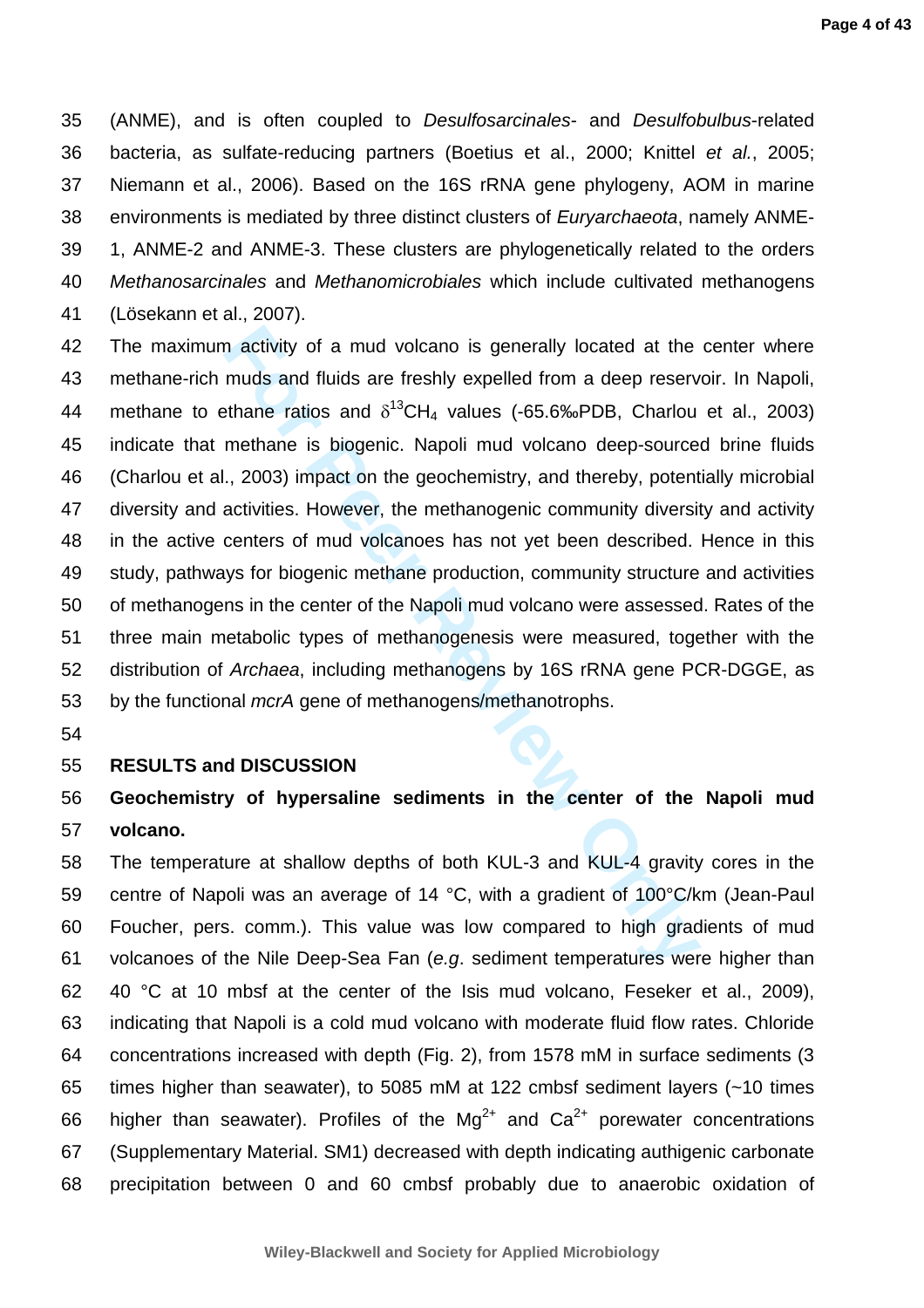(ANME), and is often coupled to *Desulfosarcinales*- and *Desulfobulbus*-related bacteria, as sulfate-reducing partners (Boetius et al., 2000; Knittel *et al.*, 2005; Niemann et al., 2006). Based on the 16S rRNA gene phylogeny, AOM in marine environments is mediated by three distinct clusters of *Euryarchaeota*, namely ANME-1, ANME-2 and ANME-3. These clusters are phylogenetically related to the orders *Methanosarcinales* and *Methanomicrobiales* which include cultivated methanogens (Lösekann et al., 2007).

The maximum activity of a mud volcano is generally located at the center where methane-rich muds and fluids are freshly expelled from a deep reservoir. In Napoli, methane to ethane ratios and $\delta^{13}CH_4$ values (-65.6‰PDB, Charlou et al., 2003) indicate that methane is biogenic. Napoli mud volcano deep-sourced brine fluids (Charlou et al., 2003) impact on the geochemistry, and thereby, potentially microbial diversity and activities. However, the methanogenic community diversity and activity in the active centers of mud volcanoes has not yet been described. Hence in this study, pathways for biogenic methane production, community structure and activities of methanogens in the center of the Napoli mud volcano were assessed. Rates of the three main metabolic types of methanogenesis were measured, together with the distribution of *Archaea*, including methanogens by 16S rRNA gene PCR-DGGE, as by the functional *mcrA* gene of methanogens/methanotrophs.

## RESULTS and DISCUSSION

### Geochemistry of hypersaline sediments in the center of the Napoli mud volcano.

The temperature at shallow depths of both KUL-3 and KUL-4 gravity cores in the centre of Napoli was an average of 14 °C, with a gradient of 100°C/km (Jean-Paul Foucher, pers. comm.). This value was low compared to high gradients of mud volcanoes of the Nile Deep-Sea Fan (*e.g*. sediment temperatures were higher than 40 °C at 10 mbsf at the center of the Isis mud volcano, Feseker et al., 2009), indicating that Napoli is a cold mud volcano with moderate fluid flow rates. Chloride concentrations increased with depth (Fig. 2), from 1578 mM in surface sediments (3 times higher than seawater), to 5085 mM at 122 cmbsf sediment layers (~10 times higher than seawater). Profiles of the $Mg^{2+}$ and $Ca^{2+}$ porewater concentrations (Supplementary Material. SM1) decreased with depth indicating authigenic carbonate precipitation between 0 and 60 cmbsf probably due to anaerobic oxidation of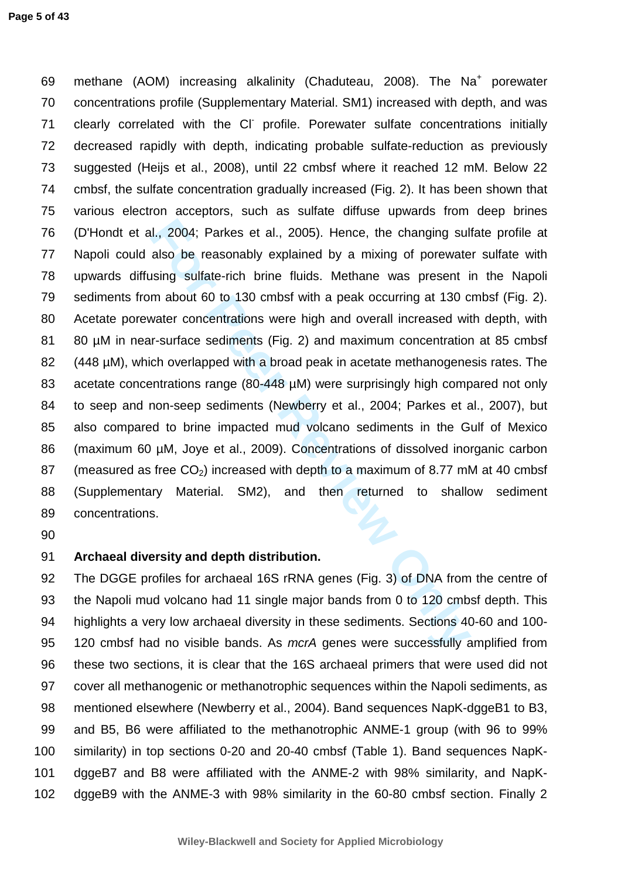methane (AOM) increasing alkalinity (Chaduteau, 2008). The $Na^+$ porewater concentrations profile (Supplementary Material. SM1) increased with depth, and was clearly correlated with the $Cl^-$ profile. Porewater sulfate concentrations initially decreased rapidly with depth, indicating probable sulfate-reduction as previously suggested (Heijs et al., 2008), until 22 cmbsf where it reached 12 mM. Below 22 cmbsf, the sulfate concentration gradually increased (Fig. 2). It has been shown that various electron acceptors, such as sulfate diffuse upwards from deep brines (D'Hondt et al., 2004; Parkes et al., 2005). Hence, the changing sulfate profile at Napoli could also be reasonably explained by a mixing of porewater sulfate with upwards diffusing sulfate-rich brine fluids. Methane was present in the Napoli sediments from about 60 to 130 cmbsf with a peak occurring at 130 cmbsf (Fig. 2). Acetate porewater concentrations were high and overall increased with depth, with 80 µM in near-surface sediments (Fig. 2) and maximum concentration at 85 cmbsf (448 µM), which overlapped with a broad peak in acetate methanogenesis rates. The acetate concentrations range (80-448 µM) were surprisingly high compared not only to seep and non-seep sediments (Newberry et al., 2004; Parkes et al., 2007), but also compared to brine impacted mud volcano sediments in the Gulf of Mexico (maximum 60 µM, Joye et al., 2009). Concentrations of dissolved inorganic carbon (measured as free $CO_2$) increased with depth to a maximum of 8.77 mM at 40 cmbsf (Supplementary Material. SM2), and then returned to shallow sediment concentrations.

**Archaeal diversity and depth distribution.**

The DGGE profiles for archaeal 16S rRNA genes (Fig. 3) of DNA from the centre of the Napoli mud volcano had 11 single major bands from 0 to 120 cmbsf depth. This highlights a very low archaeal diversity in these sediments. Sections 40-60 and 100-120 cmbsf had no visible bands. As *mcrA* genes were successfully amplified from these two sections, it is clear that the 16S archaeal primers that were used did not cover all methanogenic or methanotrophic sequences within the Napoli sediments, as mentioned elsewhere (Newberry et al., 2004). Band sequences NapK-dggeB1 to B3, and B5, B6 were affiliated to the methanotrophic ANME-1 group (with 96 to 99% similarity) in top sections 0-20 and 20-40 cmbsf (Table 1). Band sequences NapK-dggeB7 and B8 were affiliated with the ANME-2 with 98% similarity, and NapK-dggeB9 with the ANME-3 with 98% similarity in the 60-80 cmbsf section. Finally 2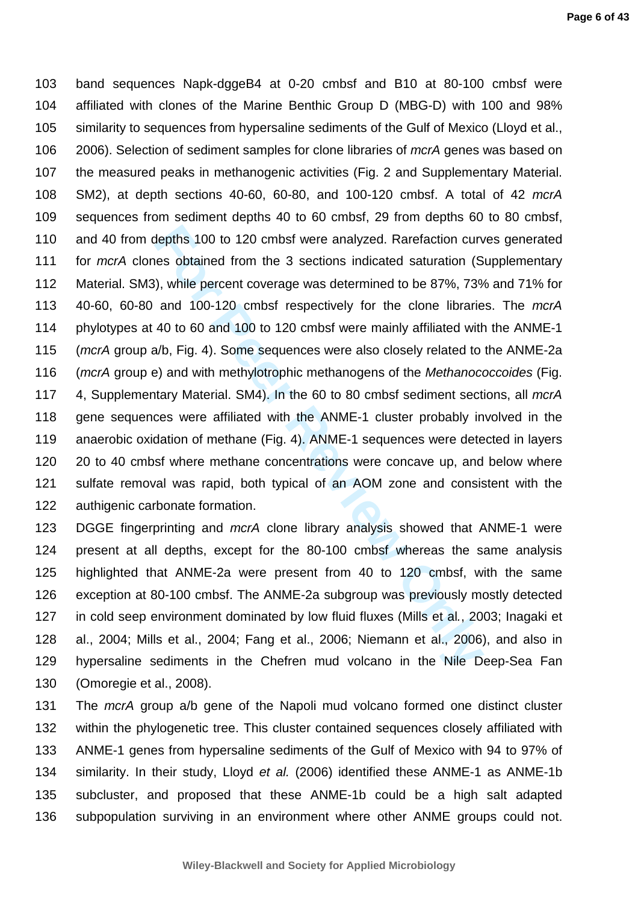band sequences Napk-dggeB4 at 0-20 cmbsf and B10 at 80-100 cmbsf were affiliated with clones of the Marine Benthic Group D (MBG-D) with 100 and 98% similarity to sequences from hypersaline sediments of the Gulf of Mexico (Lloyd et al., 2006). Selection of sediment samples for clone libraries of *mcrA* genes was based on the measured peaks in methanogenic activities (Fig. 2 and Supplementary Material. SM2), at depth sections 40-60, 60-80, and 100-120 cmbsf. A total of 42 *mcrA* sequences from sediment depths 40 to 60 cmbsf, 29 from depths 60 to 80 cmbsf, and 40 from depths 100 to 120 cmbsf were analyzed. Rarefaction curves generated for *mcrA* clones obtained from the 3 sections indicated saturation (Supplementary Material. SM3), while percent coverage was determined to be 87%, 73% and 71% for 40-60, 60-80 and 100-120 cmbsf respectively for the clone libraries. The *mcrA* phylotypes at 40 to 60 and 100 to 120 cmbsf were mainly affiliated with the ANME-1 (*mcrA* group a/b, Fig. 4). Some sequences were also closely related to the ANME-2a (*mcrA* group e) and with methylotrophic methanogens of the *Methanococcoides* (Fig. 4, Supplementary Material. SM4). In the 60 to 80 cmbsf sediment sections, all *mcrA* gene sequences were affiliated with the ANME-1 cluster probably involved in the anaerobic oxidation of methane (Fig. 4). ANME-1 sequences were detected in layers 20 to 40 cmbsf where methane concentrations were concave up, and below where sulfate removal was rapid, both typical of an AOM zone and consistent with the authigenic carbonate formation.

DGGE fingerprinting and *mcrA* clone library analysis showed that ANME-1 were present at all depths, except for the 80-100 cmbsf whereas the same analysis highlighted that ANME-2a were present from 40 to 120 cmbsf, with the same exception at 80-100 cmbsf. The ANME-2a subgroup was previously mostly detected in cold seep environment dominated by low fluid fluxes (Mills et al., 2003; Inagaki et al., 2004; Mills et al., 2004; Fang et al., 2006; Niemann et al., 2006), and also in hypersaline sediments in the Chefren mud volcano in the Nile Deep-Sea Fan (Omoregie et al., 2008).

The *mcrA* group a/b gene of the Napoli mud volcano formed one distinct cluster within the phylogenetic tree. This cluster contained sequences closely affiliated with ANME-1 genes from hypersaline sediments of the Gulf of Mexico with 94 to 97% of similarity. In their study, Lloyd *et al.* (2006) identified these ANME-1 as ANME-1b subcluster, and proposed that these ANME-1b could be a high salt adapted subpopulation surviving in an environment where other ANME groups could not.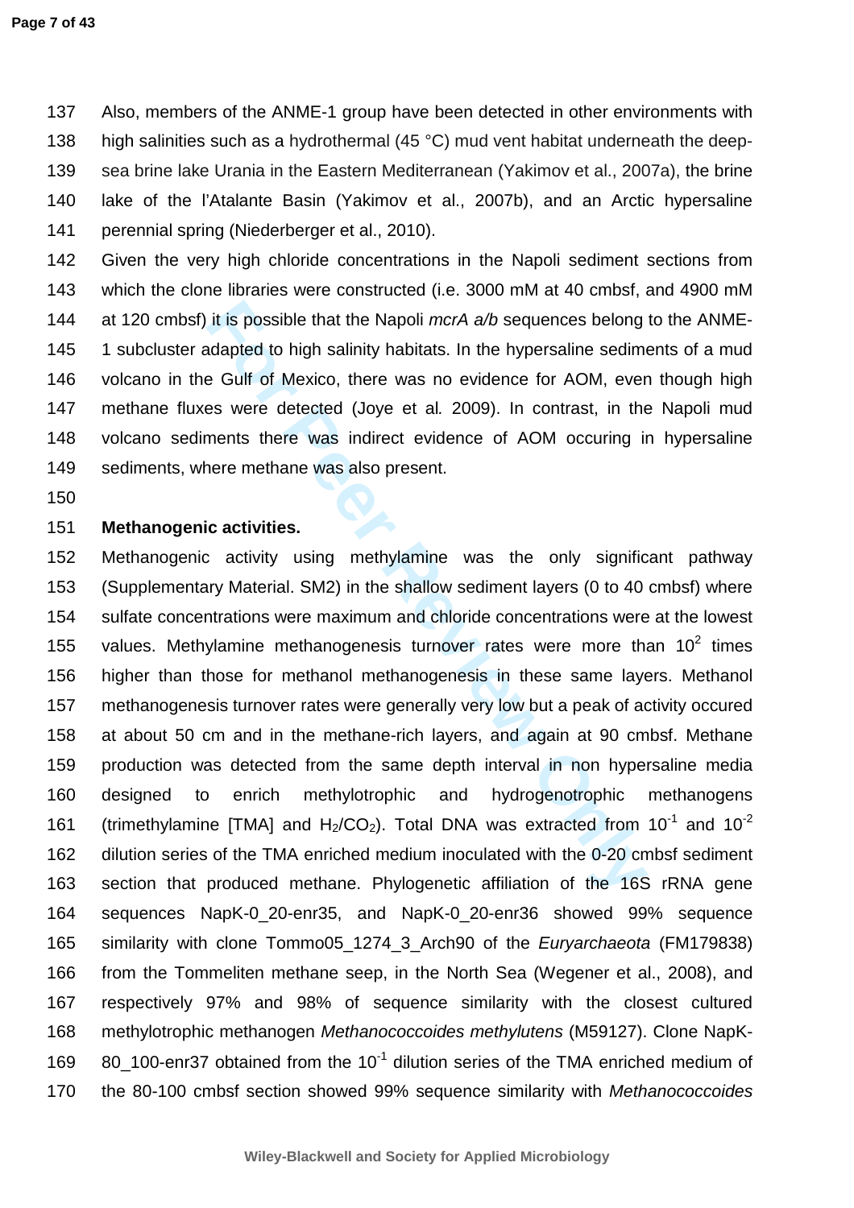Also, members of the ANME-1 group have been detected in other environments with high salinities such as a hydrothermal (45 °C) mud vent habitat underneath the deep-sea brine lake Urania in the Eastern Mediterranean (Yakimov et al., 2007a), the brine lake of the l'Atalante Basin (Yakimov et al., 2007b), and an Arctic hypersaline perennial spring (Niederberger et al., 2010).

Given the very high chloride concentrations in the Napoli sediment sections from which the clone libraries were constructed (i.e. 3000 mM at 40 cmbsf, and 4900 mM at 120 cmbsf) it is possible that the Napoli *mcrA a/b* sequences belong to the ANME-1 subcluster adapted to high salinity habitats. In the hypersaline sediments of a mud volcano in the Gulf of Mexico, there was no evidence for AOM, even though high methane fluxes were detected (Joye et al*.* 2009). In contrast, in the Napoli mud volcano sediments there was indirect evidence of AOM occuring in hypersaline sediments, where methane was also present.

**Methanogenic activities.**

Methanogenic activity using methylamine was the only significant pathway (Supplementary Material. SM2) in the shallow sediment layers (0 to 40 cmbsf) where sulfate concentrations were maximum and chloride concentrations were at the lowest values. Methylamine methanogenesis turnover rates were more than $10^2$ times higher than those for methanol methanogenesis in these same layers. Methanol methanogenesis turnover rates were generally very low but a peak of activity occured at about 50 cm and in the methane-rich layers, and again at 90 cmbsf. Methane production was detected from the same depth interval in non hypersaline media designed to enrich methylotrophic and hydrogenotrophic methanogens (trimethylamine [TMA] and $H_2/CO_2$). Total DNA was extracted from $10^{-1}$ and $10^{-2}$ dilution series of the TMA enriched medium inoculated with the 0-20 cmbsf sediment section that produced methane. Phylogenetic affiliation of the 16S rRNA gene sequences NapK-0_20-enr35, and NapK-0_20-enr36 showed 99% sequence similarity with clone Tommo05_1274_3_Arch90 of the *Euryarchaeota* (FM179838) from the Tommeliten methane seep, in the North Sea (Wegener et al., 2008), and respectively 97% and 98% of sequence similarity with the closest cultured methylotrophic methanogen *Methanococcoides methylutens* (M59127). Clone NapK-80_100-enr37 obtained from the $10^{-1}$ dilution series of the TMA enriched medium of the 80-100 cmbsf section showed 99% sequence similarity with *Methanococcoides*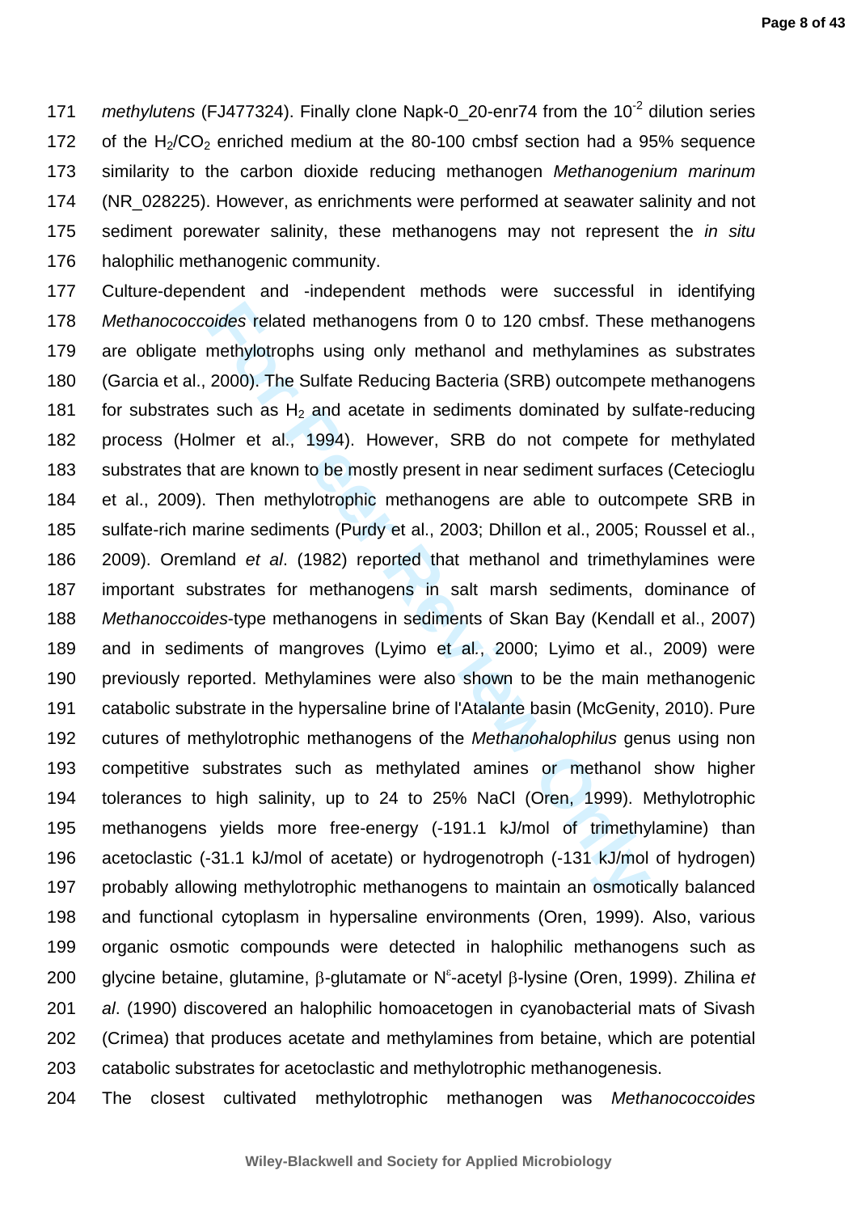*methylutens* (FJ477324). Finally clone Napk-0_20-enr74 from the $10^{-2}$ dilution series of the $H_2/CO_2$ enriched medium at the 80-100 cmbsf section had a 95% sequence similarity to the carbon dioxide reducing methanogen *Methanogenium marinum* (NR_028225). However, as enrichments were performed at seawater salinity and not sediment porewater salinity, these methanogens may not represent the *in situ* halophilic methanogenic community.

Culture-dependent and -independent methods were successful in identifying *Methanococcoides* related methanogens from 0 to 120 cmbsf. These methanogens are obligate methylotrophs using only methanol and methylamines as substrates (Garcia et al., 2000). The Sulfate Reducing Bacteria (SRB) outcompete methanogens for substrates such as $H_2$ and acetate in sediments dominated by sulfate-reducing process (Holmer et al., 1994). However, SRB do not compete for methylated substrates that are known to be mostly present in near sediment surfaces (Cetecioglu et al., 2009). Then methylotrophic methanogens are able to outcompete SRB in sulfate-rich marine sediments (Purdy et al., 2003; Dhillon et al., 2005; Roussel et al., 2009). Oremland *et al*. (1982) reported that methanol and trimethylamines were important substrates for methanogens in salt marsh sediments, dominance of *Methanoccoides*-type methanogens in sediments of Skan Bay (Kendall et al., 2007) and in sediments of mangroves (Lyimo et al., 2000; Lyimo et al., 2009) were previously reported. Methylamines were also shown to be the main methanogenic catabolic substrate in the hypersaline brine of l'Atalante basin (McGenity, 2010). Pure cutures of methylotrophic methanogens of the *Methanohalophilus* genus using non competitive substrates such as methylated amines or methanol show higher tolerances to high salinity, up to 24 to 25% NaCl (Oren, 1999). Methylotrophic methanogens yields more free-energy (-191.1 kJ/mol of trimethylamine) than acetoclastic (-31.1 kJ/mol of acetate) or hydrogenotroph (-131 kJ/mol of hydrogen) probably allowing methylotrophic methanogens to maintain an osmotically balanced and functional cytoplasm in hypersaline environments (Oren, 1999). Also, various organic osmotic compounds were detected in halophilic methanogens such as glycine betaine, glutamine, $\beta$-glutamate or $N^{\varepsilon}$-acetyl $\beta$-lysine (Oren, 1999). Zhilina *et al*. (1990) discovered an halophilic homoacetogen in cyanobacterial mats of Sivash (Crimea) that produces acetate and methylamines from betaine, which are potential catabolic substrates for acetoclastic and methylotrophic methanogenesis.

The closest cultivated methylotrophic methanogen was *Methanococcoides*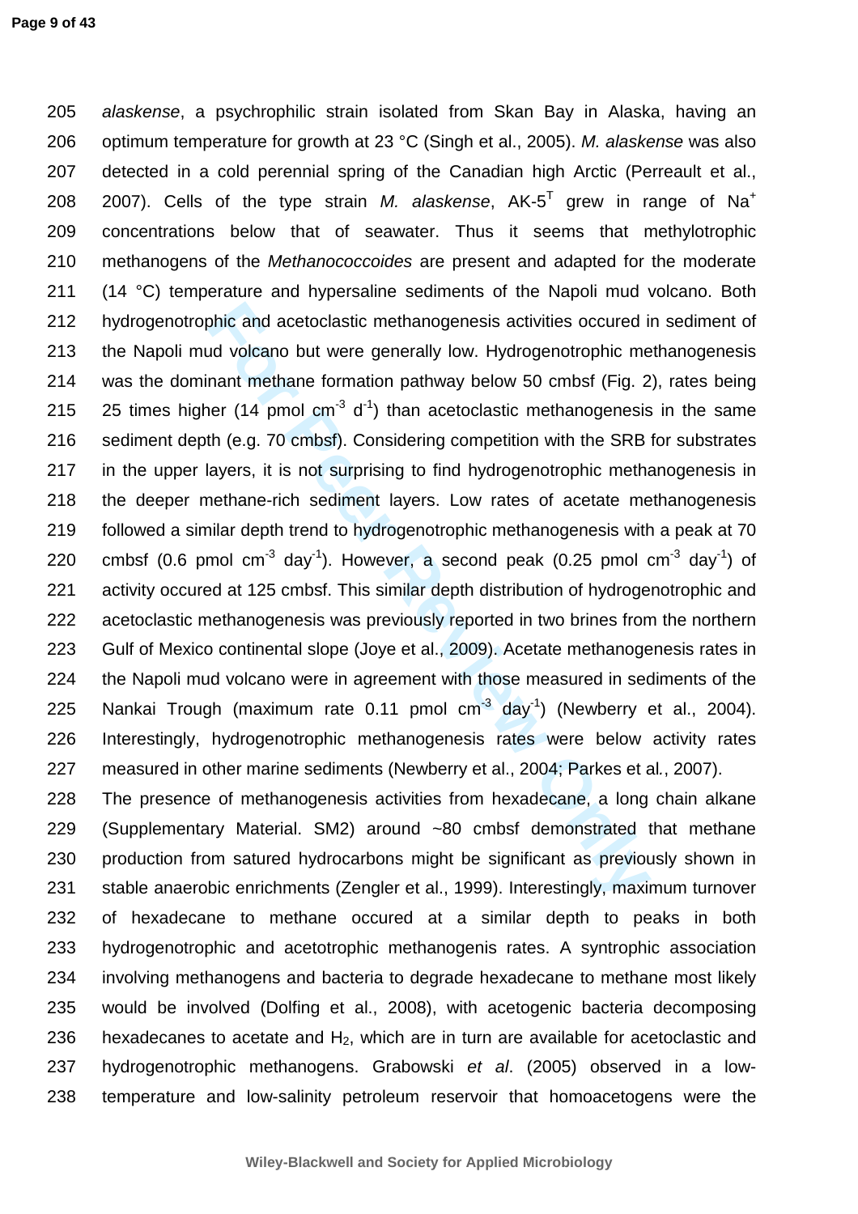*alaskense*, a psychrophilic strain isolated from Skan Bay in Alaska, having an optimum temperature for growth at 23 °C (Singh et al., 2005). *M. alaskense* was also detected in a cold perennial spring of the Canadian high Arctic (Perreault et al., 2007). Cells of the type strain *M. alaskense*, AK-5$^T$ grew in range of $Na^+$ concentrations below that of seawater. Thus it seems that methylotrophic methanogens of the *Methanococcoides* are present and adapted for the moderate (14 °C) temperature and hypersaline sediments of the Napoli mud volcano. Both hydrogenotrophic and acetoclastic methanogenesis activities occured in sediment of the Napoli mud volcano but were generally low. Hydrogenotrophic methanogenesis was the dominant methane formation pathway below 50 cmbsf (Fig. 2), rates being 25 times higher (14 pmol $cm^{-3}$ $d^{-1}$) than acetoclastic methanogenesis in the same sediment depth (e.g. 70 cmbsf). Considering competition with the SRB for substrates in the upper layers, it is not surprising to find hydrogenotrophic methanogenesis in the deeper methane-rich sediment layers. Low rates of acetate methanogenesis followed a similar depth trend to hydrogenotrophic methanogenesis with a peak at 70 cmbsf (0.6 pmol $cm^{-3}$ $day^{-1}$). However, a second peak (0.25 pmol $cm^{-3}$ $day^{-1}$) of activity occured at 125 cmbsf. This similar depth distribution of hydrogenotrophic and acetoclastic methanogenesis was previously reported in two brines from the northern Gulf of Mexico continental slope (Joye et al., 2009). Acetate methanogenesis rates in the Napoli mud volcano were in agreement with those measured in sediments of the Nankai Trough (maximum rate 0.11 pmol $cm^{-3}$ $day^{-1}$) (Newberry et al., 2004). Interestingly, hydrogenotrophic methanogenesis rates were below activity rates measured in other marine sediments (Newberry et al., 2004; Parkes et al., 2007).

The presence of methanogenesis activities from hexadecane, a long chain alkane (Supplementary Material. SM2) around ~80 cmbsf demonstrated that methane production from satured hydrocarbons might be significant as previously shown in stable anaerobic enrichments (Zengler et al., 1999). Interestingly, maximum turnover of hexadecane to methane occured at a similar depth to peaks in both hydrogenotrophic and acetotrophic methanogenis rates. A syntrophic association involving methanogens and bacteria to degrade hexadecane to methane most likely would be involved (Dolfing et al., 2008), with acetogenic bacteria decomposing hexadecanes to acetate and $H_2$, which are in turn are available for acetoclastic and hydrogenotrophic methanogens. Grabowski *et al*. (2005) observed in a low-temperature and low-salinity petroleum reservoir that homoacetogens were the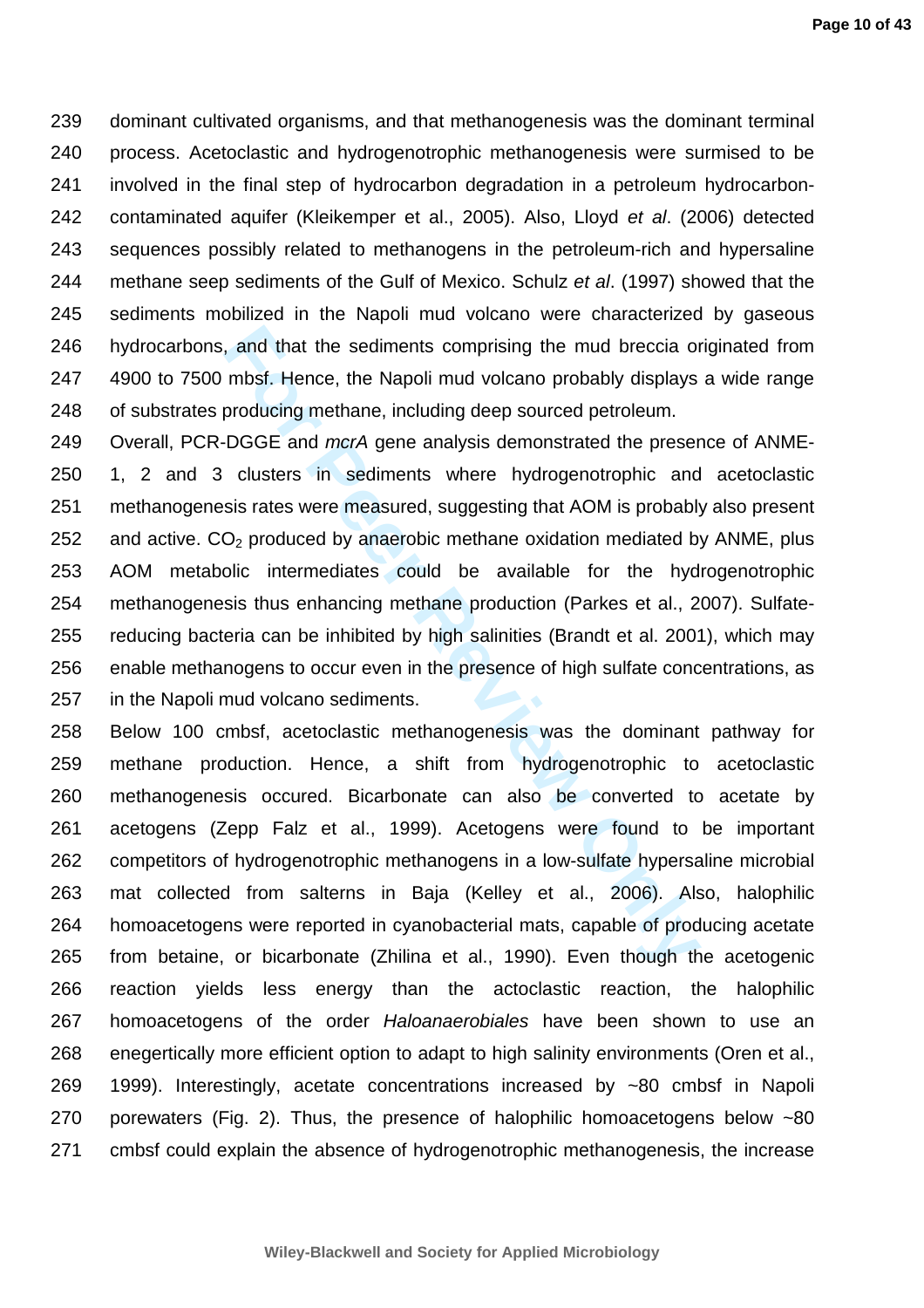dominant cultivated organisms, and that methanogenesis was the dominant terminal process. Acetoclastic and hydrogenotrophic methanogenesis were surmised to be involved in the final step of hydrocarbon degradation in a petroleum hydrocarbon-contaminated aquifer (Kleikemper et al., 2005). Also, Lloyd *et al*. (2006) detected sequences possibly related to methanogens in the petroleum-rich and hypersaline methane seep sediments of the Gulf of Mexico. Schulz *et al*. (1997) showed that the sediments mobilized in the Napoli mud volcano were characterized by gaseous hydrocarbons, and that the sediments comprising the mud breccia originated from 4900 to 7500 mbsf. Hence, the Napoli mud volcano probably displays a wide range of substrates producing methane, including deep sourced petroleum.

Overall, PCR-DGGE and *mcrA* gene analysis demonstrated the presence of ANME-1, 2 and 3 clusters in sediments where hydrogenotrophic and acetoclastic methanogenesis rates were measured, suggesting that AOM is probably also present and active. $CO_2$ produced by anaerobic methane oxidation mediated by ANME, plus AOM metabolic intermediates could be available for the hydrogenotrophic methanogenesis thus enhancing methane production (Parkes et al., 2007). Sulfate-reducing bacteria can be inhibited by high salinities (Brandt et al. 2001), which may enable methanogens to occur even in the presence of high sulfate concentrations, as in the Napoli mud volcano sediments.

Below 100 cmbsf, acetoclastic methanogenesis was the dominant pathway for methane production. Hence, a shift from hydrogenotrophic to acetoclastic methanogenesis occured. Bicarbonate can also be converted to acetate by acetogens (Zepp Falz et al., 1999). Acetogens were found to be important competitors of hydrogenotrophic methanogens in a low-sulfate hypersaline microbial mat collected from salterns in Baja (Kelley et al., 2006). Also, halophilic homoacetogens were reported in cyanobacterial mats, capable of producing acetate from betaine, or bicarbonate (Zhilina et al., 1990). Even though the acetogenic reaction yields less energy than the actoclastic reaction, the halophilic homoacetogens of the order *Haloanaerobiales* have been shown to use an enegertically more efficient option to adapt to high salinity environments (Oren et al., 1999). Interestingly, acetate concentrations increased by ~80 cmbsf in Napoli porewaters (Fig. 2). Thus, the presence of halophilic homoacetogens below ~80 cmbsf could explain the absence of hydrogenotrophic methanogenesis, the increase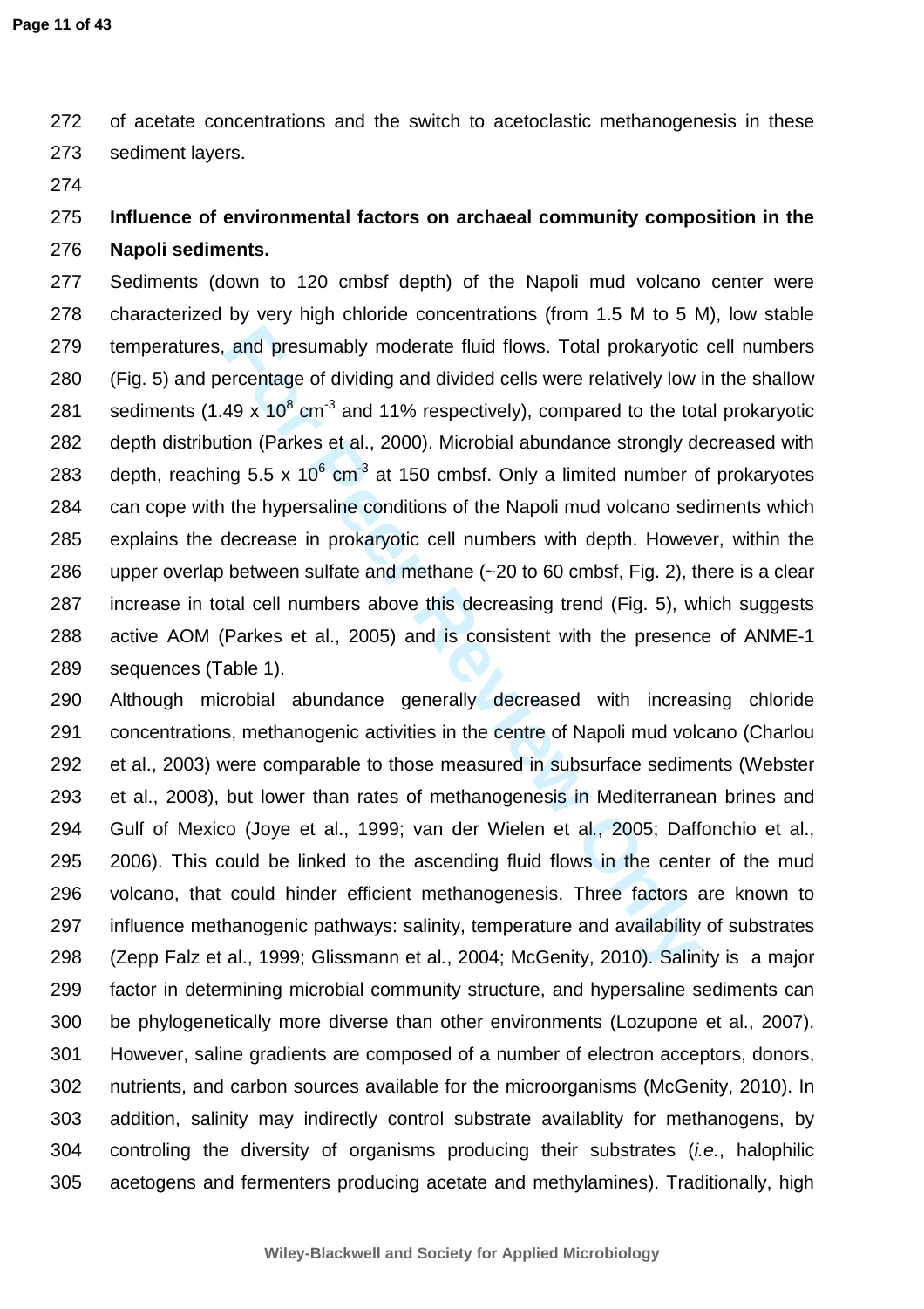of acetate concentrations and the switch to acetoclastic methanogenesis in these sediment layers.

**Influence of environmental factors on archaeal community composition in the Napoli sediments.**

Sediments (down to 120 cmbsf depth) of the Napoli mud volcano center were characterized by very high chloride concentrations (from 1.5 M to 5 M), low stable temperatures, and presumably moderate fluid flows. Total prokaryotic cell numbers (Fig. 5) and percentage of dividing and divided cells were relatively low in the shallow sediments ($1.49 \times 10^8$ $cm^{-3}$ and 11% respectively), compared to the total prokaryotic depth distribution (Parkes et al., 2000). Microbial abundance strongly decreased with depth, reaching $5.5 \times 10^6$ $cm^{-3}$ at 150 cmbsf. Only a limited number of prokaryotes can cope with the hypersaline conditions of the Napoli mud volcano sediments which explains the decrease in prokaryotic cell numbers with depth. However, within the upper overlap between sulfate and methane (~20 to 60 cmbsf, Fig. 2), there is a clear increase in total cell numbers above this decreasing trend (Fig. 5), which suggests active AOM (Parkes et al., 2005) and is consistent with the presence of ANME-1 sequences (Table 1).

Although microbial abundance generally decreased with increasing chloride concentrations, methanogenic activities in the centre of Napoli mud volcano (Charlou et al., 2003) were comparable to those measured in subsurface sediments (Webster et al., 2008), but lower than rates of methanogenesis in Mediterranean brines and Gulf of Mexico (Joye et al., 1999; van der Wielen et al., 2005; Daffonchio et al., 2006). This could be linked to the ascending fluid flows in the center of the mud volcano, that could hinder efficient methanogenesis. Three factors are known to influence methanogenic pathways: salinity, temperature and availability of substrates (Zepp Falz et al., 1999; Glissmann et al., 2004; McGenity, 2010). Salinity is a major factor in determining microbial community structure, and hypersaline sediments can be phylogenetically more diverse than other environments (Lozupone et al., 2007). However, saline gradients are composed of a number of electron acceptors, donors, nutrients, and carbon sources available for the microorganisms (McGenity, 2010). In addition, salinity may indirectly control substrate availablity for methanogens, by controling the diversity of organisms producing their substrates (*i.e.*, halophilic acetogens and fermenters producing acetate and methylamines). Traditionally, high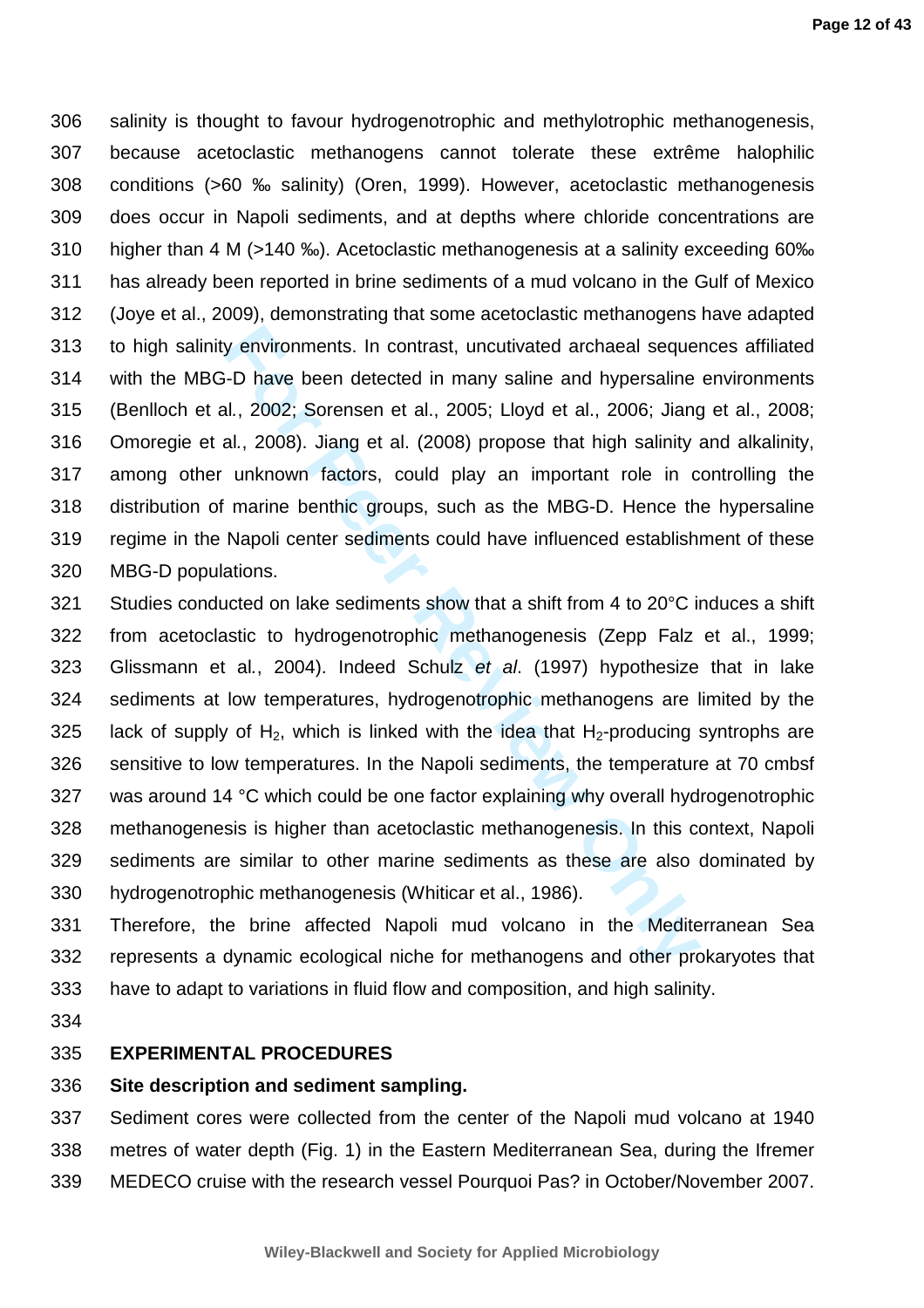salinity is thought to favour hydrogenotrophic and methylotrophic methanogenesis, because acetoclastic methanogens cannot tolerate these extrême halophilic conditions (>60 ‰ salinity) (Oren, 1999). However, acetoclastic methanogenesis does occur in Napoli sediments, and at depths where chloride concentrations are higher than 4 M (>140 ‰). Acetoclastic methanogenesis at a salinity exceeding 60‰ has already been reported in brine sediments of a mud volcano in the Gulf of Mexico (Joye et al., 2009), demonstrating that some acetoclastic methanogens have adapted to high salinity environments. In contrast, uncutivated archaeal sequences affiliated with the MBG-D have been detected in many saline and hypersaline environments (Benlloch et al., 2002; Sorensen et al., 2005; Lloyd et al., 2006; Jiang et al., 2008; Omoregie et al., 2008). Jiang et al. (2008) propose that high salinity and alkalinity, among other unknown factors, could play an important role in controlling the distribution of marine benthic groups, such as the MBG-D. Hence the hypersaline regime in the Napoli center sediments could have influenced establishment of these MBG-D populations.

Studies conducted on lake sediments show that a shift from 4 to 20°C induces a shift from acetoclastic to hydrogenotrophic methanogenesis (Zepp Falz et al., 1999; Glissmann et al., 2004). Indeed Schulz *et al.* (1997) hypothesize that in lake sediments at low temperatures, hydrogenotrophic methanogens are limited by the lack of supply of $H_2$, which is linked with the idea that $H_2$-producing syntrophs are sensitive to low temperatures. In the Napoli sediments, the temperature at 70 cmbsf was around 14 °C which could be one factor explaining why overall hydrogenotrophic methanogenesis is higher than acetoclastic methanogenesis. In this context, Napoli sediments are similar to other marine sediments as these are also dominated by hydrogenotrophic methanogenesis (Whiticar et al., 1986).

Therefore, the brine affected Napoli mud volcano in the Mediterranean Sea represents a dynamic ecological niche for methanogens and other prokaryotes that have to adapt to variations in fluid flow and composition, and high salinity.

## EXPERIMENTAL PROCEDURES

**Site description and sediment sampling.**

Sediment cores were collected from the center of the Napoli mud volcano at 1940 metres of water depth (Fig. 1) in the Eastern Mediterranean Sea, during the Ifremer MEDECO cruise with the research vessel Pourquoi Pas? in October/November 2007.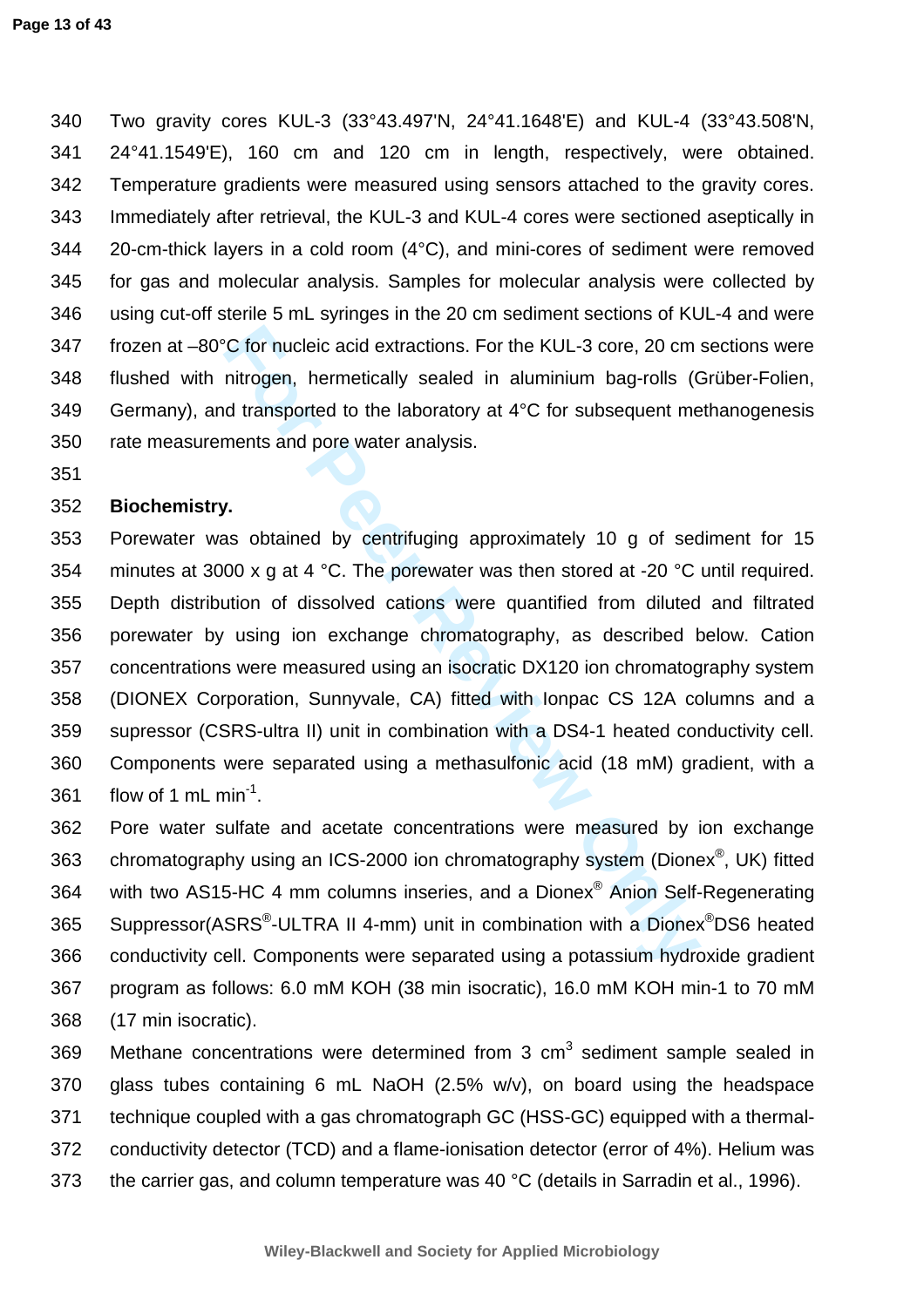Two gravity cores KUL-3 (33°43.497'N, 24°41.1648'E) and KUL-4 (33°43.508'N, 24°41.1549'E), 160 cm and 120 cm in length, respectively, were obtained. Temperature gradients were measured using sensors attached to the gravity cores. Immediately after retrieval, the KUL-3 and KUL-4 cores were sectioned aseptically in 20-cm-thick layers in a cold room (4°C), and mini-cores of sediment were removed for gas and molecular analysis. Samples for molecular analysis were collected by using cut-off sterile 5 mL syringes in the 20 cm sediment sections of KUL-4 and were frozen at –80°C for nucleic acid extractions. For the KUL-3 core, 20 cm sections were flushed with nitrogen, hermetically sealed in aluminium bag-rolls (Grüber-Folien, Germany), and transported to the laboratory at 4°C for subsequent methanogenesis rate measurements and pore water analysis.

**Biochemistry.**

Porewater was obtained by centrifuging approximately 10 g of sediment for 15 minutes at 3000 x g at 4 °C. The porewater was then stored at -20 °C until required. Depth distribution of dissolved cations were quantified from diluted and filtrated porewater by using ion exchange chromatography, as described below. Cation concentrations were measured using an isocratic DX120 ion chromatography system (DIONEX Corporation, Sunnyvale, CA) fitted with Ionpac CS 12A columns and a supressor (CSRS-ultra II) unit in combination with a DS4-1 heated conductivity cell. Components were separated using a methasulfonic acid (18 mM) gradient, with a flow of 1 mL $min^{-1}$.

Pore water sulfate and acetate concentrations were measured by ion exchange chromatography using an ICS-2000 ion chromatography system (Dionex®, UK) fitted with two AS15-HC 4 mm columns inseries, and a Dionex® Anion Self-Regenerating Suppressor(ASRS®-ULTRA II 4-mm) unit in combination with a Dionex®DS6 heated conductivity cell. Components were separated using a potassium hydroxide gradient program as follows: 6.0 mM KOH (38 min isocratic), 16.0 mM KOH min-1 to 70 mM (17 min isocratic).

Methane concentrations were determined from 3 $cm^3$ sediment sample sealed in glass tubes containing 6 mL NaOH (2.5% w/v), on board using the headspace technique coupled with a gas chromatograph GC (HSS-GC) equipped with a thermal-conductivity detector (TCD) and a flame-ionisation detector (error of 4%). Helium was the carrier gas, and column temperature was 40 °C (details in Sarradin et al., 1996).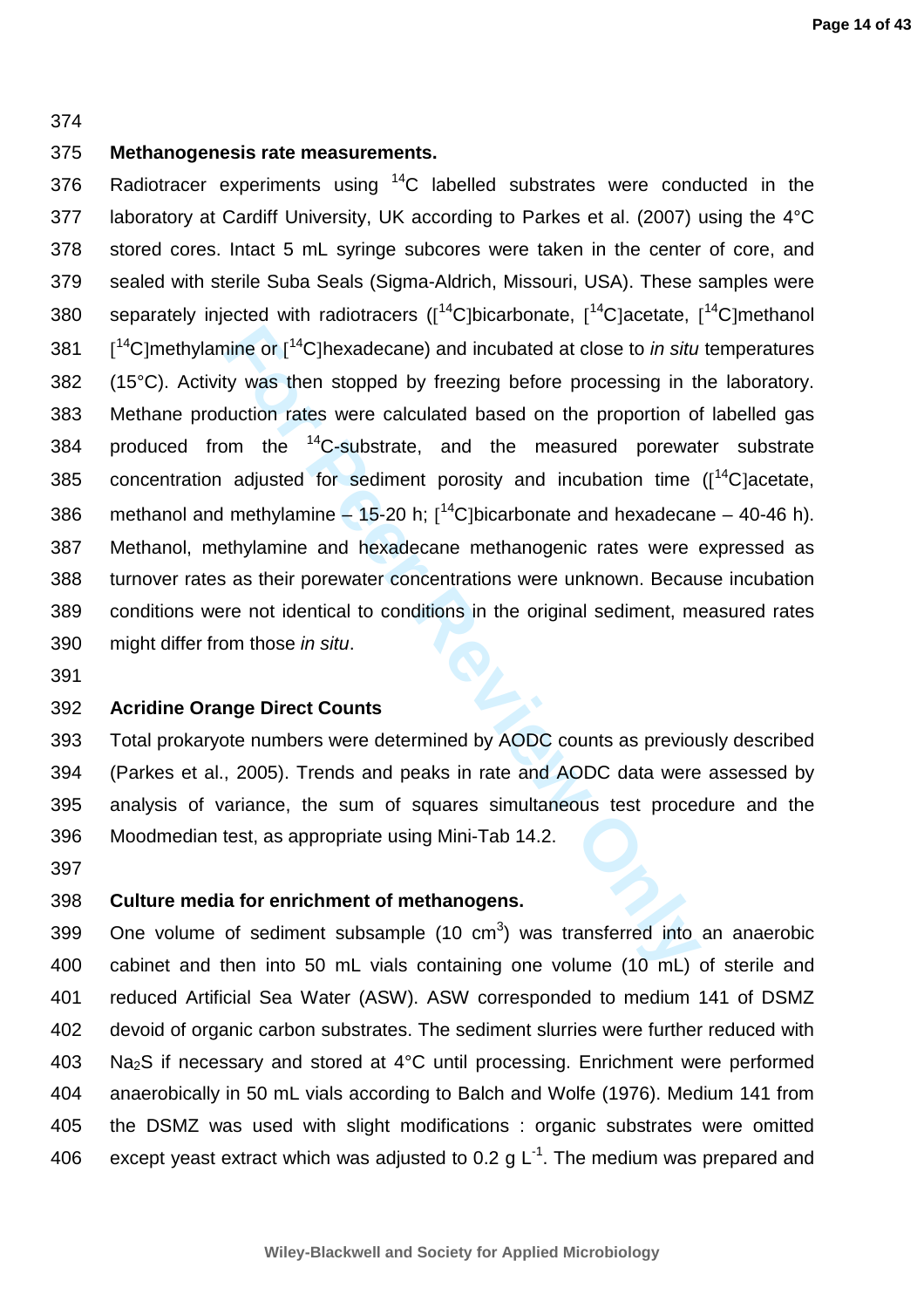**Methanogenesis rate measurements.**

Radiotracer experiments using $^{14}C$ labelled substrates were conducted in the laboratory at Cardiff University, UK according to Parkes et al. (2007) using the 4°C stored cores. Intact 5 mL syringe subcores were taken in the center of core, and sealed with sterile Suba Seals (Sigma-Aldrich, Missouri, USA). These samples were separately injected with radiotracers ([$^{14}C$]bicarbonate, [$^{14}C$]acetate, [$^{14}C$]methanol [$^{14}C$]methylamine or [$^{14}C$]hexadecane) and incubated at close to *in situ* temperatures (15°C). Activity was then stopped by freezing before processing in the laboratory. Methane production rates were calculated based on the proportion of labelled gas produced from the $^{14}C$-substrate, and the measured porewater substrate concentration adjusted for sediment porosity and incubation time ([$^{14}C$]acetate, methanol and methylamine – 15-20 h; [$^{14}C$]bicarbonate and hexadecane – 40-46 h). Methanol, methylamine and hexadecane methanogenic rates were expressed as turnover rates as their porewater concentrations were unknown. Because incubation conditions were not identical to conditions in the original sediment, measured rates might differ from those *in situ*.

**Acridine Orange Direct Counts**

Total prokaryote numbers were determined by AODC counts as previously described (Parkes et al., 2005). Trends and peaks in rate and AODC data were assessed by analysis of variance, the sum of squares simultaneous test procedure and the Moodmedian test, as appropriate using Mini-Tab 14.2.

**Culture media for enrichment of methanogens.**

One volume of sediment subsample (10 $cm^3$) was transferred into an anaerobic cabinet and then into 50 mL vials containing one volume (10 mL) of sterile and reduced Artificial Sea Water (ASW). ASW corresponded to medium 141 of DSMZ devoid of organic carbon substrates. The sediment slurries were further reduced with $Na_2S$ if necessary and stored at 4°C until processing. Enrichment were performed anaerobically in 50 mL vials according to Balch and Wolfe (1976). Medium 141 from the DSMZ was used with slight modifications : organic substrates were omitted except yeast extract which was adjusted to 0.2 g $L^{-1}$. The medium was prepared and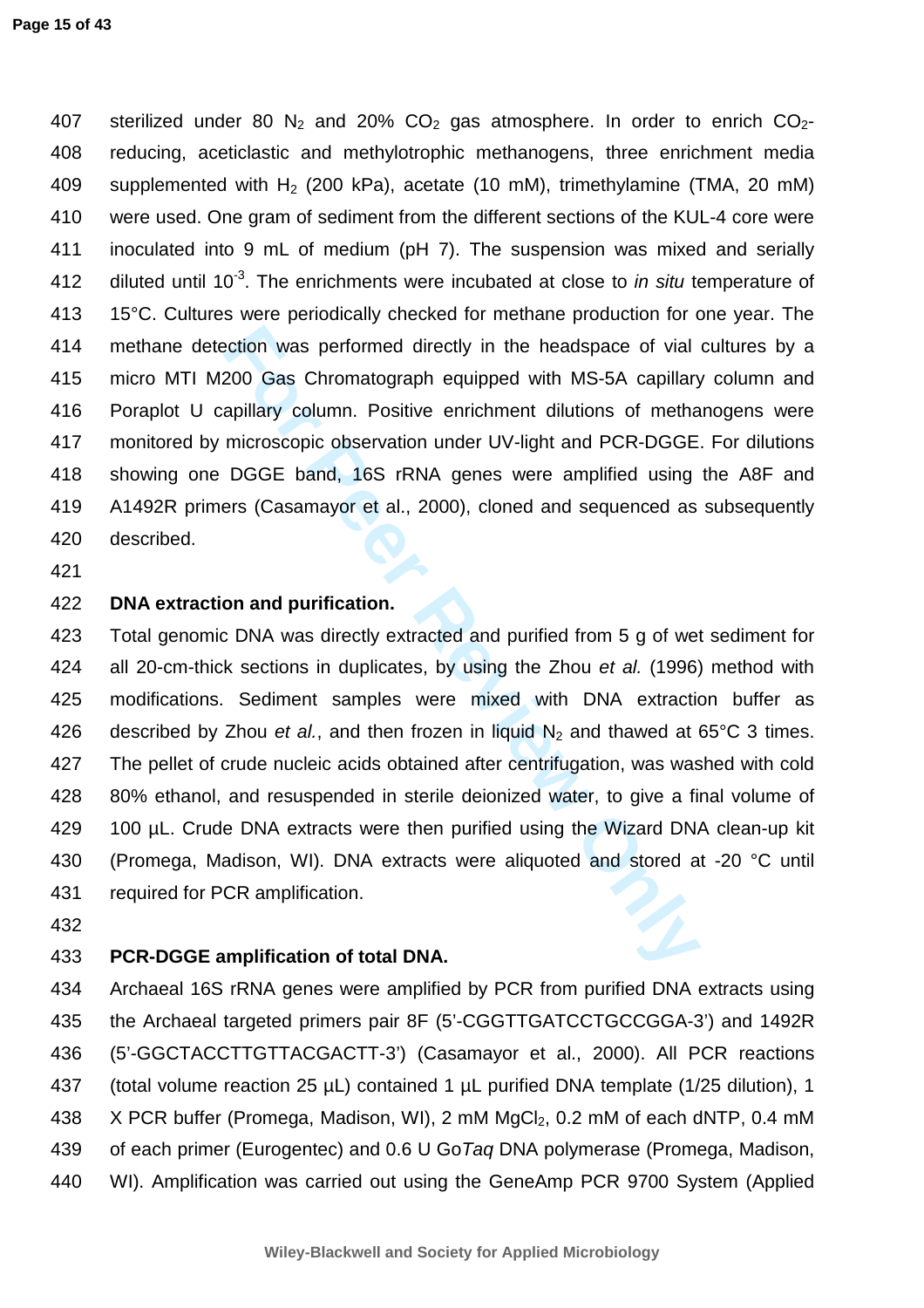sterilized under 80 $N_2$ and 20% $CO_2$ gas atmosphere. In order to enrich $CO_2$-reducing, aceticlastic and methylotrophic methanogens, three enrichment media supplemented with $H_2$ (200 kPa), acetate (10 mM), trimethylamine (TMA, 20 mM) were used. One gram of sediment from the different sections of the KUL-4 core were inoculated into 9 mL of medium (pH 7). The suspension was mixed and serially diluted until $10^{-3}$. The enrichments were incubated at close to *in situ* temperature of 15°C. Cultures were periodically checked for methane production for one year. The methane detection was performed directly in the headspace of vial cultures by a micro MTI M200 Gas Chromatograph equipped with MS-5A capillary column and Poraplot U capillary column. Positive enrichment dilutions of methanogens were monitored by microscopic observation under UV-light and PCR-DGGE. For dilutions showing one DGGE band, 16S rRNA genes were amplified using the A8F and A1492R primers (Casamayor et al., 2000), cloned and sequenced as subsequently described.

**DNA extraction and purification.**

Total genomic DNA was directly extracted and purified from 5 g of wet sediment for all 20-cm-thick sections in duplicates, by using the Zhou *et al.* (1996) method with modifications. Sediment samples were mixed with DNA extraction buffer as described by Zhou *et al.*, and then frozen in liquid $N_2$ and thawed at 65°C 3 times. The pellet of crude nucleic acids obtained after centrifugation, was washed with cold 80% ethanol, and resuspended in sterile deionized water, to give a final volume of 100 µL. Crude DNA extracts were then purified using the Wizard DNA clean-up kit (Promega, Madison, WI). DNA extracts were aliquoted and stored at -20 °C until required for PCR amplification.

**PCR-DGGE amplification of total DNA.**

Archaeal 16S rRNA genes were amplified by PCR from purified DNA extracts using the Archaeal targeted primers pair 8F (5'-CGGTTGATCCTGCCGGA-3') and 1492R (5'-GGCTACCTTGTTACGACTT-3') (Casamayor et al., 2000). All PCR reactions (total volume reaction 25 µL) contained 1 µL purified DNA template (1/25 dilution), 1 X PCR buffer (Promega, Madison, WI), 2 mM $MgCl_2$, 0.2 mM of each dNTP, 0.4 mM of each primer (Eurogentec) and 0.6 U Go*Taq* DNA polymerase (Promega, Madison, WI). Amplification was carried out using the GeneAmp PCR 9700 System (Applied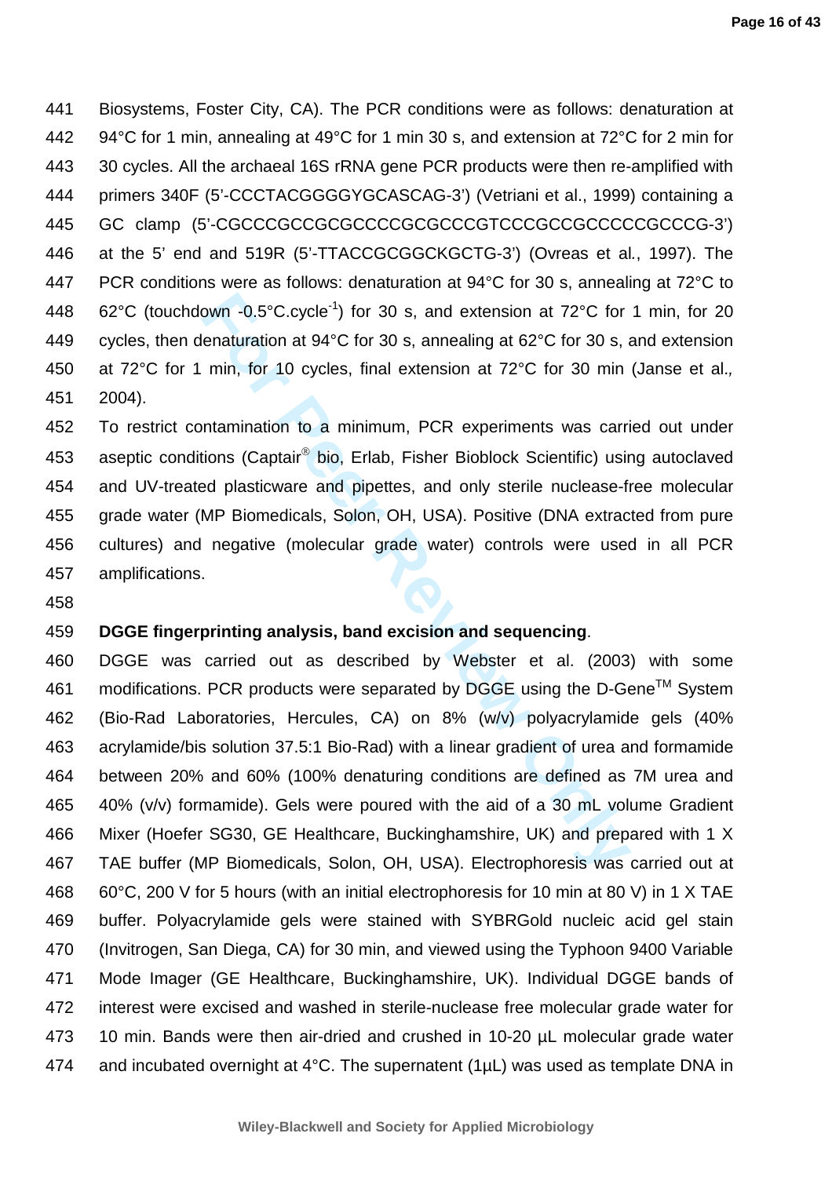Biosystems, Foster City, CA). The PCR conditions were as follows: denaturation at 94°C for 1 min, annealing at 49°C for 1 min 30 s, and extension at 72°C for 2 min for 30 cycles. All the archaeal 16S rRNA gene PCR products were then re-amplified with primers 340F (5'-CCCTACGGGGYGCASCAG-3') (Vetriani et al., 1999) containing a GC clamp (5'-CGCCCGCCGCGCCCCGCGCCCGTCCCGCCGCCCCCGCCCG-3') at the 5' end and 519R (5'-TTACCGCGGCKGCTG-3') (Ovreas et al., 1997). The PCR conditions were as follows: denaturation at 94°C for 30 s, annealing at 72°C to 62°C (touchdown -0.5°C.cycle$^{-1}$) for 30 s, and extension at 72°C for 1 min, for 20 cycles, then denaturation at 94°C for 30 s, annealing at 62°C for 30 s, and extension at 72°C for 1 min, for 10 cycles, final extension at 72°C for 30 min (Janse et al., 2004).

To restrict contamination to a minimum, PCR experiments was carried out under aseptic conditions (Captair® bio, Erlab, Fisher Bioblock Scientific) using autoclaved and UV-treated plasticware and pipettes, and only sterile nuclease-free molecular grade water (MP Biomedicals, Solon, OH, USA). Positive (DNA extracted from pure cultures) and negative (molecular grade water) controls were used in all PCR amplifications.

**DGGE fingerprinting analysis, band excision and sequencing**.
DGGE was carried out as described by Webster et al. (2003) with some modifications. PCR products were separated by DGGE using the D-Gene™ System (Bio-Rad Laboratories, Hercules, CA) on 8% (w/v) polyacrylamide gels (40% acrylamide/bis solution 37.5:1 Bio-Rad) with a linear gradient of urea and formamide between 20% and 60% (100% denaturing conditions are defined as 7M urea and 40% (v/v) formamide). Gels were poured with the aid of a 30 mL volume Gradient Mixer (Hoefer SG30, GE Healthcare, Buckinghamshire, UK) and prepared with 1 X TAE buffer (MP Biomedicals, Solon, OH, USA). Electrophoresis was carried out at 60°C, 200 V for 5 hours (with an initial electrophoresis for 10 min at 80 V) in 1 X TAE buffer. Polyacrylamide gels were stained with SYBRGold nucleic acid gel stain (Invitrogen, San Diega, CA) for 30 min, and viewed using the Typhoon 9400 Variable Mode Imager (GE Healthcare, Buckinghamshire, UK). Individual DGGE bands of interest were excised and washed in sterile-nuclease free molecular grade water for 10 min. Bands were then air-dried and crushed in 10-20 µL molecular grade water and incubated overnight at 4°C. The supernatant (1µL) was used as template DNA in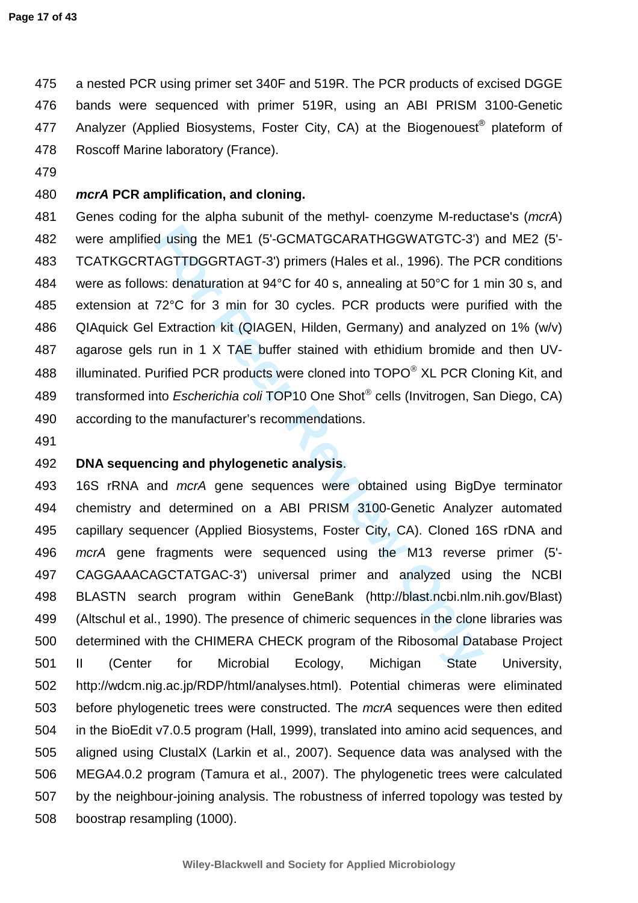a nested PCR using primer set 340F and 519R. The PCR products of excised DGGE bands were sequenced with primer 519R, using an ABI PRISM 3100-Genetic Analyzer (Applied Biosystems, Foster City, CA) at the Biogenouest® plateform of Roscoff Marine laboratory (France).

### ***mcrA*** **PCR amplification, and cloning.**

Genes coding for the alpha subunit of the methyl- coenzyme M-reductase's (*mcrA*) were amplified using the ME1 (5'-GCMATGCARATHGGWATGTC-3') and ME2 (5'-TCATKGCRTAGTTDGGRTAGT-3') primers (Hales et al., 1996). The PCR conditions were as follows: denaturation at 94°C for 40 s, annealing at 50°C for 1 min 30 s, and extension at 72°C for 3 min for 30 cycles. PCR products were purified with the QIAquick Gel Extraction kit (QIAGEN, Hilden, Germany) and analyzed on 1% (w/v) agarose gels run in 1 X TAE buffer stained with ethidium bromide and then UV-illuminated. Purified PCR products were cloned into TOPO® XL PCR Cloning Kit, and transformed into *Escherichia coli* TOP10 One Shot® cells (Invitrogen, San Diego, CA) according to the manufacturer's recommendations.

### **DNA sequencing and phylogenetic analysis.**

16S rRNA and *mcrA* gene sequences were obtained using BigDye terminator chemistry and determined on a ABI PRISM 3100-Genetic Analyzer automated capillary sequencer (Applied Biosystems, Foster City, CA). Cloned 16S rDNA and *mcrA* gene fragments were sequenced using the M13 reverse primer (5'-CAGGAAACAGCTATGAC-3') universal primer and analyzed using the NCBI BLASTN search program within GeneBank (http://blast.ncbi.nlm.nih.gov/Blast) (Altschul et al., 1990). The presence of chimeric sequences in the clone libraries was determined with the CHIMERA CHECK program of the Ribosomal Database Project II (Center for Microbial Ecology, Michigan State University, http://wdcm.nig.ac.jp/RDP/html/analyses.html). Potential chimeras were eliminated before phylogenetic trees were constructed. The *mcrA* sequences were then edited in the BioEdit v7.0.5 program (Hall, 1999), translated into amino acid sequences, and aligned using ClustalX (Larkin et al., 2007). Sequence data was analysed with the MEGA4.0.2 program (Tamura et al., 2007). The phylogenetic trees were calculated by the neighbour-joining analysis. The robustness of inferred topology was tested by boostrap resampling (1000).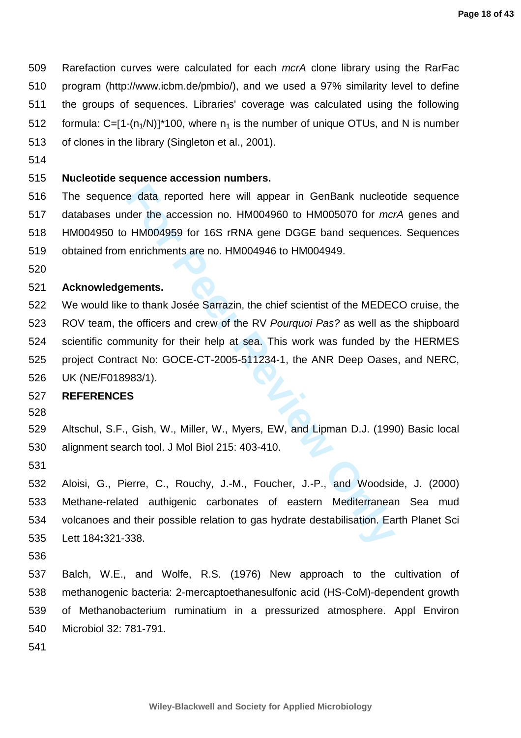Rarefaction curves were calculated for each *mcrA* clone library using the RarFac program (http://www.icbm.de/pmbio/), and we used a 97% similarity level to define the groups of sequences. Libraries' coverage was calculated using the following formula: $C=[1-(n_1/N)]*100$, where $n_1$ is the number of unique OTUs, and N is number of clones in the library (Singleton et al., 2001).

**Nucleotide sequence accession numbers.**

The sequence data reported here will appear in GenBank nucleotide sequence databases under the accession no. HM004960 to HM005070 for *mcrA* genes and HM004950 to HM004959 for 16S rRNA gene DGGE band sequences. Sequences obtained from enrichments are no. HM004946 to HM004949.

**Acknowledgements.**

We would like to thank Josée Sarrazin, the chief scientist of the MEDECO cruise, the ROV team, the officers and crew of the RV *Pourquoi Pas?* as well as the shipboard scientific community for their help at sea. This work was funded by the HERMES project Contract No: GOCE-CT-2005-511234-1, the ANR Deep Oases, and NERC, UK (NE/F018983/1).

**REFERENCES**

Altschul, S.F., Gish, W., Miller, W., Myers, EW, and Lipman D.J. (1990) Basic local alignment search tool. J Mol Biol 215: 403-410.

Aloisi, G., Pierre, C., Rouchy, J.-M., Foucher, J.-P., and Woodside, J. (2000) Methane-related authigenic carbonates of eastern Mediterranean Sea mud volcanoes and their possible relation to gas hydrate destabilisation. Earth Planet Sci Lett 184**:**321-338.

Balch, W.E., and Wolfe, R.S. (1976) New approach to the cultivation of methanogenic bacteria: 2-mercaptoethanesulfonic acid (HS-CoM)-dependent growth of Methanobacterium ruminatium in a pressurized atmosphere. Appl Environ Microbiol 32: 781-791.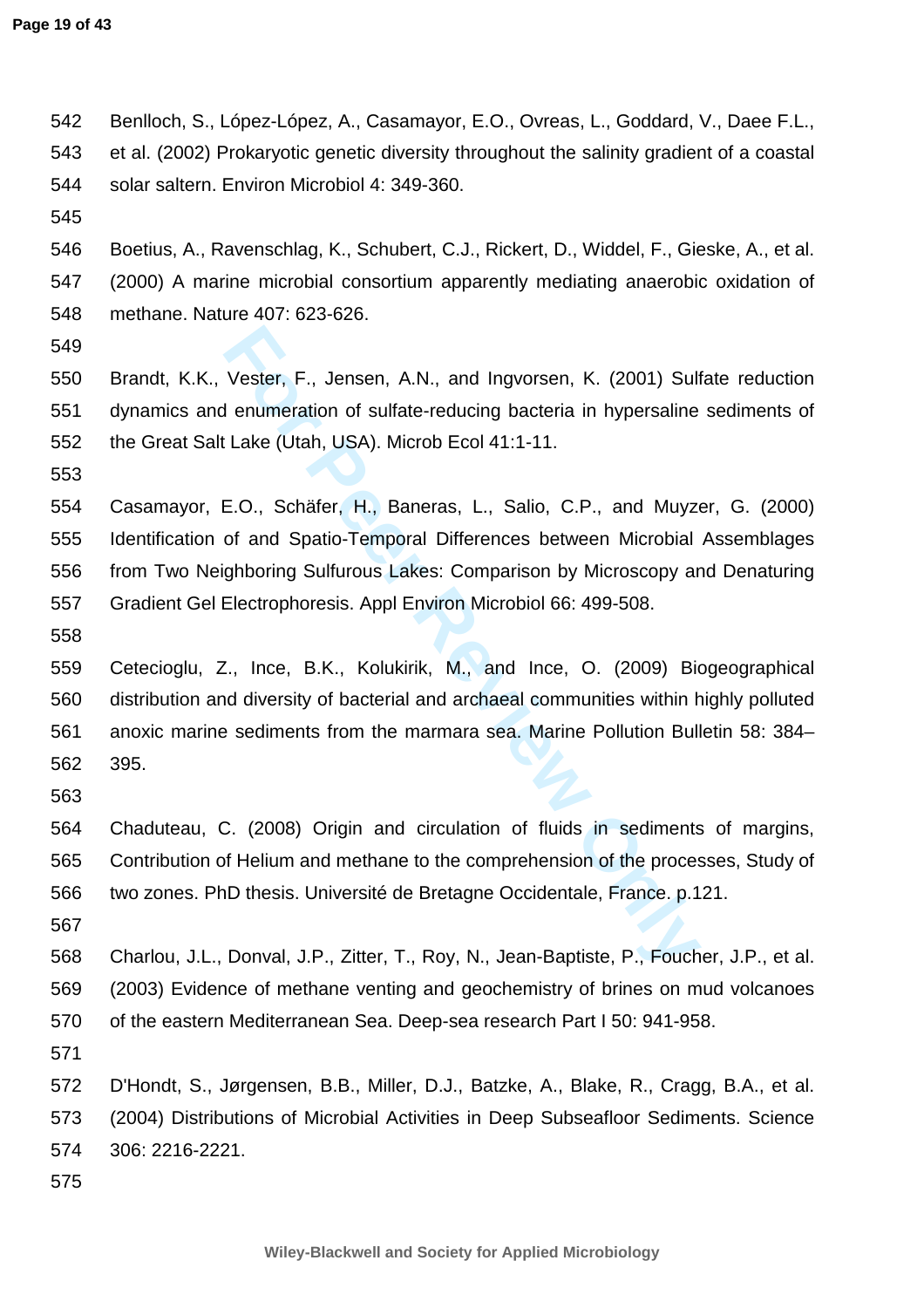Benlloch, S., López-López, A., Casamayor, E.O., Ovreas, L., Goddard, V., Daee F.L., et al. (2002) Prokaryotic genetic diversity throughout the salinity gradient of a coastal solar saltern. Environ Microbiol 4: 349-360.

Boetius, A., Ravenschlag, K., Schubert, C.J., Rickert, D., Widdel, F., Gieske, A., et al. (2000) A marine microbial consortium apparently mediating anaerobic oxidation of methane. Nature 407: 623-626.

Brandt, K.K., Vester, F., Jensen, A.N., and Ingvorsen, K. (2001) Sulfate reduction dynamics and enumeration of sulfate-reducing bacteria in hypersaline sediments of the Great Salt Lake (Utah, USA). Microb Ecol 41:1-11.

Casamayor, E.O., Schäfer, H., Baneras, L., Salio, C.P., and Muyzer, G. (2000) Identification of and Spatio-Temporal Differences between Microbial Assemblages from Two Neighboring Sulfurous Lakes: Comparison by Microscopy and Denaturing Gradient Gel Electrophoresis. Appl Environ Microbiol 66: 499-508.

Cetecioglu, Z., Ince, B.K., Kolukirik, M., and Ince, O. (2009) Biogeographical distribution and diversity of bacterial and archaeal communities within highly polluted anoxic marine sediments from the marmara sea. Marine Pollution Bulletin 58: 384–395.

Chaduteau, C. (2008) Origin and circulation of fluids in sediments of margins, Contribution of Helium and methane to the comprehension of the processes, Study of two zones. PhD thesis. Université de Bretagne Occidentale, France. p.121.

Charlou, J.L., Donval, J.P., Zitter, T., Roy, N., Jean-Baptiste, P., Foucher, J.P., et al. (2003) Evidence of methane venting and geochemistry of brines on mud volcanoes of the eastern Mediterranean Sea. Deep-sea research Part I 50: 941-958.

D'Hondt, S., Jørgensen, B.B., Miller, D.J., Batzke, A., Blake, R., Cragg, B.A., et al. (2004) Distributions of Microbial Activities in Deep Subseafloor Sediments. Science 306: 2216-2221.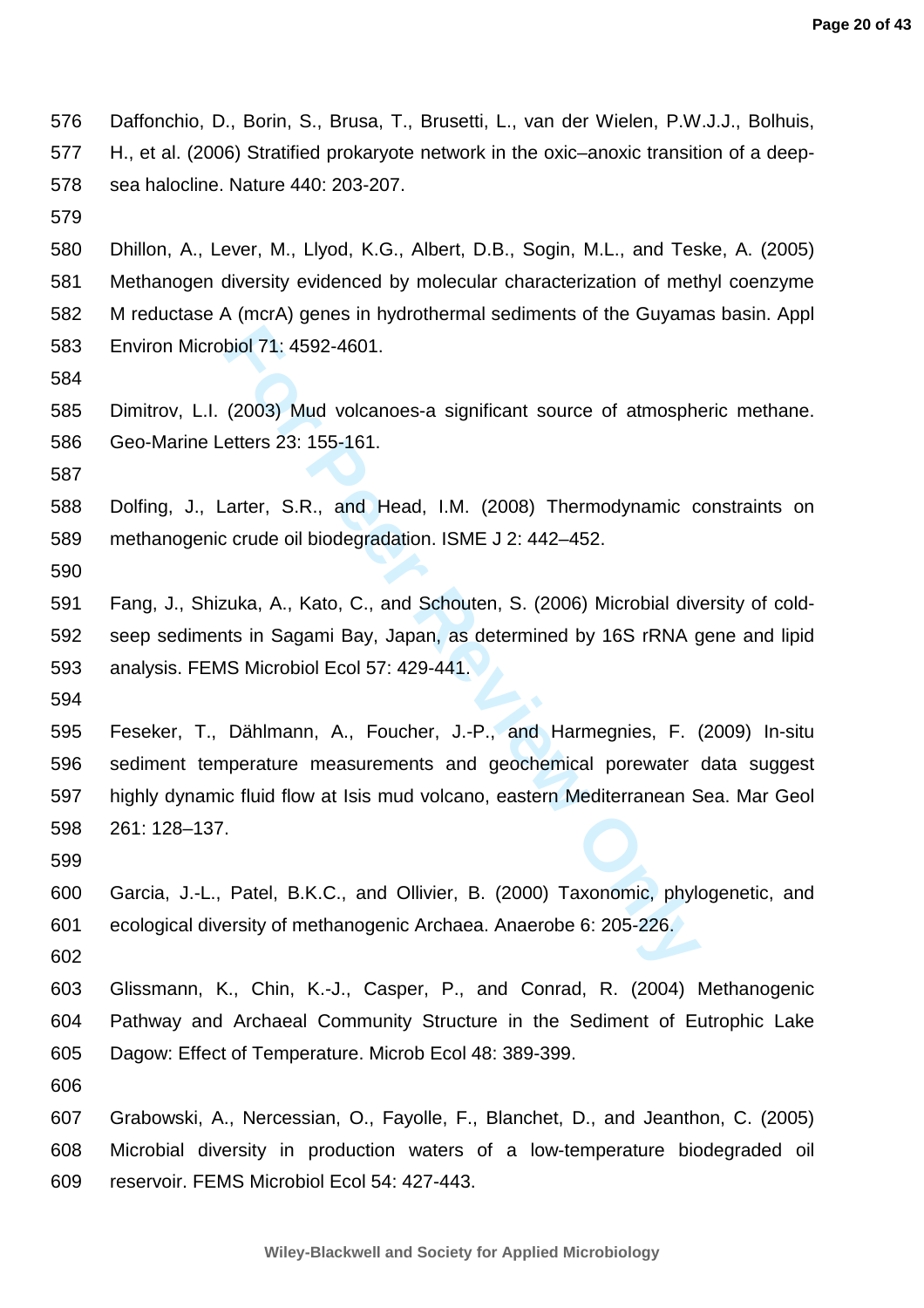Daffonchio, D., Borin, S., Brusa, T., Brusetti, L., van der Wielen, P.W.J.J., Bolhuis, H., et al. (2006) Stratified prokaryote network in the oxic–anoxic transition of a deep-sea halocline. Nature 440: 203-207.

Dhillon, A., Lever, M., Llyod, K.G., Albert, D.B., Sogin, M.L., and Teske, A. (2005) Methanogen diversity evidenced by molecular characterization of methyl coenzyme M reductase A (mcrA) genes in hydrothermal sediments of the Guyamas basin. Appl Environ Microbiol 71: 4592-4601.

Dimitrov, L.I. (2003) Mud volcanoes-a significant source of atmospheric methane. Geo-Marine Letters 23: 155-161.

Dolfing, J., Larter, S.R., and Head, I.M. (2008) Thermodynamic constraints on methanogenic crude oil biodegradation. ISME J 2: 442–452.

Fang, J., Shizuka, A., Kato, C., and Schouten, S. (2006) Microbial diversity of cold-seep sediments in Sagami Bay, Japan, as determined by 16S rRNA gene and lipid analysis. FEMS Microbiol Ecol 57: 429-441.

Feseker, T., Dählmann, A., Foucher, J.-P., and Harmegnies, F. (2009) In-situ sediment temperature measurements and geochemical porewater data suggest highly dynamic fluid flow at Isis mud volcano, eastern Mediterranean Sea. Mar Geol 261: 128–137.

Garcia, J.-L., Patel, B.K.C., and Ollivier, B. (2000) Taxonomic, phylogenetic, and ecological diversity of methanogenic Archaea. Anaerobe 6: 205-226.

Glissmann, K., Chin, K.-J., Casper, P., and Conrad, R. (2004) Methanogenic Pathway and Archaeal Community Structure in the Sediment of Eutrophic Lake Dagow: Effect of Temperature. Microb Ecol 48: 389-399.

Grabowski, A., Nercessian, O., Fayolle, F., Blanchet, D., and Jeanthon, C. (2005) Microbial diversity in production waters of a low-temperature biodegraded oil reservoir. FEMS Microbiol Ecol 54: 427-443.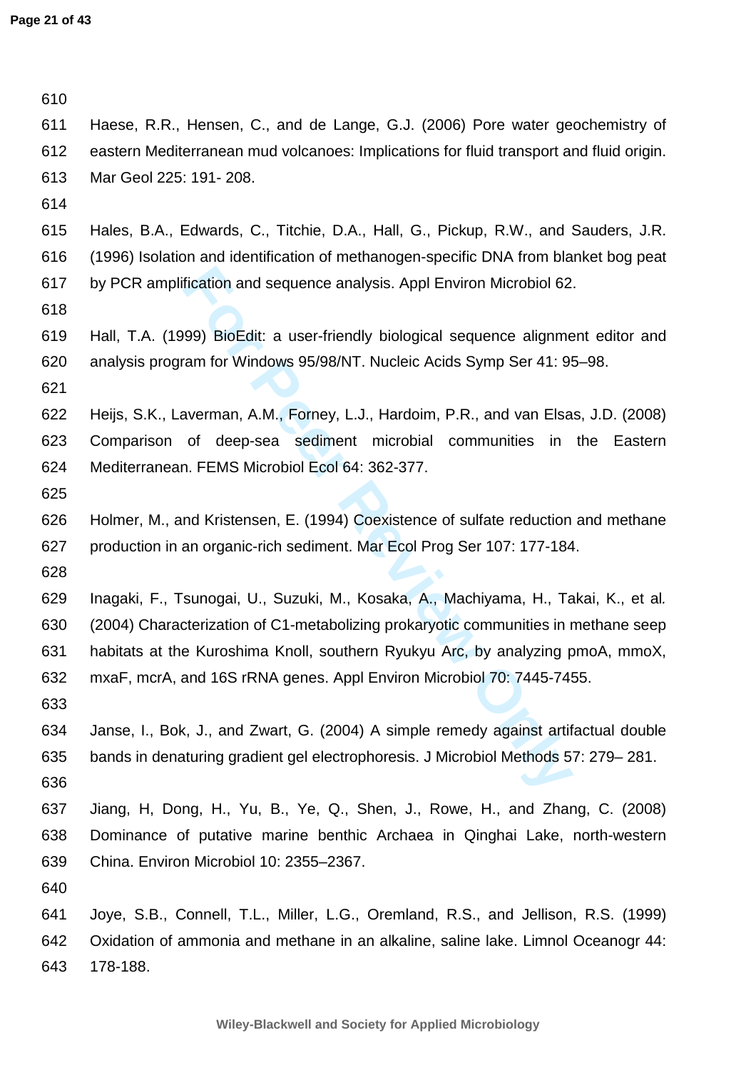Haese, R.R., Hensen, C., and de Lange, G.J. (2006) Pore water geochemistry of eastern Mediterranean mud volcanoes: Implications for fluid transport and fluid origin. Mar Geol 225: 191- 208.

Hales, B.A., Edwards, C., Titchie, D.A., Hall, G., Pickup, R.W., and Sauders, J.R. (1996) Isolation and identification of methanogen-specific DNA from blanket bog peat by PCR amplification and sequence analysis. Appl Environ Microbiol 62.

Hall, T.A. (1999) BioEdit: a user-friendly biological sequence alignment editor and analysis program for Windows 95/98/NT. Nucleic Acids Symp Ser 41: 95–98.

Heijs, S.K., Laverman, A.M., Forney, L.J., Hardoim, P.R., and van Elsas, J.D. (2008) Comparison of deep-sea sediment microbial communities in the Eastern Mediterranean. FEMS Microbiol Ecol 64: 362-377.

Holmer, M., and Kristensen, E. (1994) Coexistence of sulfate reduction and methane production in an organic-rich sediment. Mar Ecol Prog Ser 107: 177-184.

Inagaki, F., Tsunogai, U., Suzuki, M., Kosaka, A., Machiyama, H., Takai, K., et al. (2004) Characterization of C1-metabolizing prokaryotic communities in methane seep habitats at the Kuroshima Knoll, southern Ryukyu Arc, by analyzing pmoA, mmoX, mxaF, mcrA, and 16S rRNA genes. Appl Environ Microbiol 70: 7445-7455.

Janse, I., Bok, J., and Zwart, G. (2004) A simple remedy against artifactual double bands in denaturing gradient gel electrophoresis. J Microbiol Methods 57: 279– 281.

Jiang, H, Dong, H., Yu, B., Ye, Q., Shen, J., Rowe, H., and Zhang, C. (2008) Dominance of putative marine benthic Archaea in Qinghai Lake, north-western China. Environ Microbiol 10: 2355–2367.

Joye, S.B., Connell, T.L., Miller, L.G., Oremland, R.S., and Jellison, R.S. (1999) Oxidation of ammonia and methane in an alkaline, saline lake. Limnol Oceanogr 44: 178-188.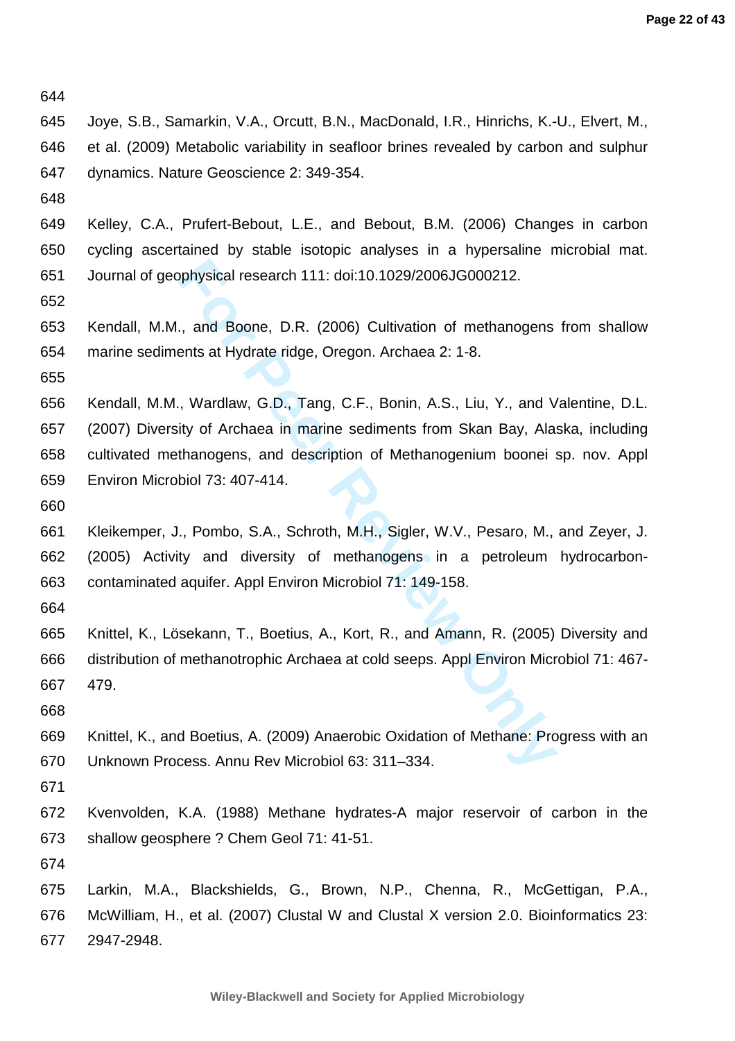Joye, S.B., Samarkin, V.A., Orcutt, B.N., MacDonald, I.R., Hinrichs, K.-U., Elvert, M., et al. (2009) Metabolic variability in seafloor brines revealed by carbon and sulphur dynamics. Nature Geoscience 2: 349-354.

Kelley, C.A., Prufert-Bebout, L.E., and Bebout, B.M. (2006) Changes in carbon cycling ascertained by stable isotopic analyses in a hypersaline microbial mat. Journal of geophysical research 111: doi:10.1029/2006JG000212.

Kendall, M.M., and Boone, D.R. (2006) Cultivation of methanogens from shallow marine sediments at Hydrate ridge, Oregon. Archaea 2: 1-8.

Kendall, M.M., Wardlaw, G.D., Tang, C.F., Bonin, A.S., Liu, Y., and Valentine, D.L. (2007) Diversity of Archaea in marine sediments from Skan Bay, Alaska, including cultivated methanogens, and description of Methanogenium boonei sp. nov. Appl Environ Microbiol 73: 407-414.

Kleikemper, J., Pombo, S.A., Schroth, M.H., Sigler, W.V., Pesaro, M., and Zeyer, J. (2005) Activity and diversity of methanogens in a petroleum hydrocarbon-contaminated aquifer. Appl Environ Microbiol 71: 149-158.

Knittel, K., Lösekann, T., Boetius, A., Kort, R., and Amann, R. (2005) Diversity and distribution of methanotrophic Archaea at cold seeps. Appl Environ Microbiol 71: 467-479.

Knittel, K., and Boetius, A. (2009) Anaerobic Oxidation of Methane: Progress with an Unknown Process. Annu Rev Microbiol 63: 311–334.

Kvenvolden, K.A. (1988) Methane hydrates-A major reservoir of carbon in the shallow geosphere ? Chem Geol 71: 41-51.

Larkin, M.A., Blackshields, G., Brown, N.P., Chenna, R., McGettigan, P.A., McWilliam, H., et al. (2007) Clustal W and Clustal X version 2.0. Bioinformatics 23: 2947-2948.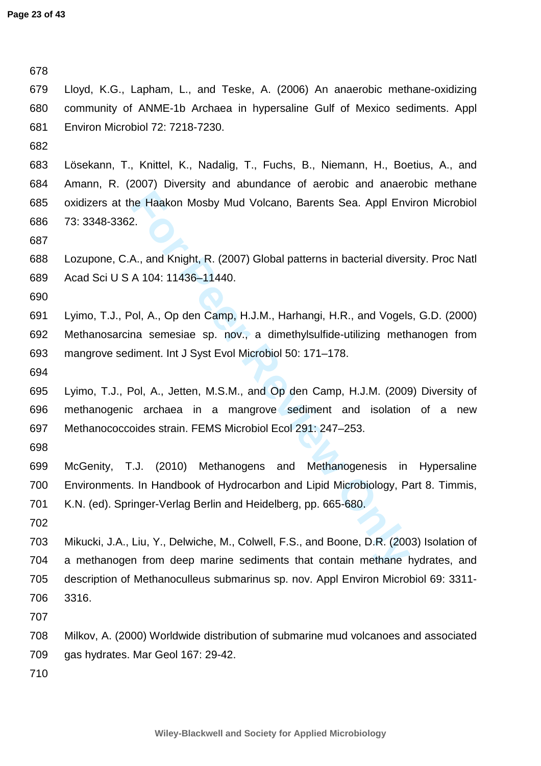Lloyd, K.G., Lapham, L., and Teske, A. (2006) An anaerobic methane-oxidizing community of ANME-1b Archaea in hypersaline Gulf of Mexico sediments. Appl Environ Microbiol 72: 7218-7230.

Lösekann, T., Knittel, K., Nadalig, T., Fuchs, B., Niemann, H., Boetius, A., and Amann, R. (2007) Diversity and abundance of aerobic and anaerobic methane oxidizers at the Haakon Mosby Mud Volcano, Barents Sea. Appl Environ Microbiol 73: 3348-3362.

Lozupone, C.A., and Knight, R. (2007) Global patterns in bacterial diversity. Proc Natl Acad Sci U S A 104: 11436–11440.

Lyimo, T.J., Pol, A., Op den Camp, H.J.M., Harhangi, H.R., and Vogels, G.D. (2000) Methanosarcina semesiae sp. nov., a dimethylsulfide-utilizing methanogen from mangrove sediment. Int J Syst Evol Microbiol 50: 171–178.

Lyimo, T.J., Pol, A., Jetten, M.S.M., and Op den Camp, H.J.M. (2009) Diversity of methanogenic archaea in a mangrove sediment and isolation of a new Methanococcoides strain. FEMS Microbiol Ecol 291: 247–253.

McGenity, T.J. (2010) Methanogens and Methanogenesis in Hypersaline Environments. In Handbook of Hydrocarbon and Lipid Microbiology, Part 8. Timmis, K.N. (ed). Springer-Verlag Berlin and Heidelberg, pp. 665-680.

Mikucki, J.A., Liu, Y., Delwiche, M., Colwell, F.S., and Boone, D.R. (2003) Isolation of a methanogen from deep marine sediments that contain methane hydrates, and description of Methanoculleus submarinus sp. nov. Appl Environ Microbiol 69: 3311-3316.

Milkov, A. (2000) Worldwide distribution of submarine mud volcanoes and associated gas hydrates. Mar Geol 167: 29-42.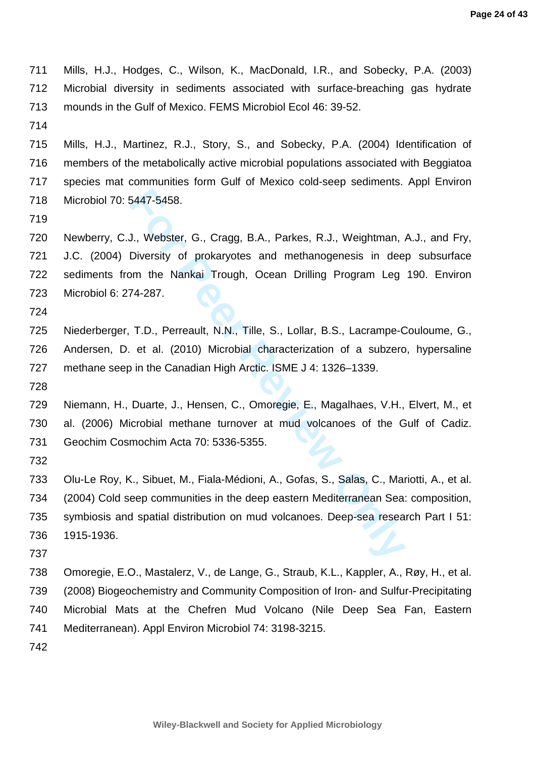Mills, H.J., Hodges, C., Wilson, K., MacDonald, I.R., and Sobecky, P.A. (2003) Microbial diversity in sediments associated with surface-breaching gas hydrate mounds in the Gulf of Mexico. FEMS Microbiol Ecol 46: 39-52.

Mills, H.J., Martinez, R.J., Story, S., and Sobecky, P.A. (2004) Identification of members of the metabolically active microbial populations associated with Beggiatoa species mat communities form Gulf of Mexico cold-seep sediments. Appl Environ Microbiol 70: 5447-5458.

Newberry, C.J., Webster, G., Cragg, B.A., Parkes, R.J., Weightman, A.J., and Fry, J.C. (2004) Diversity of prokaryotes and methanogenesis in deep subsurface sediments from the Nankai Trough, Ocean Drilling Program Leg 190. Environ Microbiol 6: 274-287.

Niederberger, T.D., Perreault, N.N., Tille, S., Lollar, B.S., Lacrampe-Couloume, G., Andersen, D. et al. (2010) Microbial characterization of a subzero, hypersaline methane seep in the Canadian High Arctic. ISME J 4: 1326–1339.

Niemann, H., Duarte, J., Hensen, C., Omoregie, E., Magalhaes, V.H., Elvert, M., et al. (2006) Microbial methane turnover at mud volcanoes of the Gulf of Cadiz. Geochim Cosmochim Acta 70: 5336-5355.

Olu-Le Roy, K., Sibuet, M., Fiala-Médioni, A., Gofas, S., Salas, C., Mariotti, A., et al. (2004) Cold seep communities in the deep eastern Mediterranean Sea: composition, symbiosis and spatial distribution on mud volcanoes. Deep-sea research Part I 51: 1915-1936.

Omoregie, E.O., Mastalerz, V., de Lange, G., Straub, K.L., Kappler, A., Røy, H., et al. (2008) Biogeochemistry and Community Composition of Iron- and Sulfur-Precipitating Microbial Mats at the Chefren Mud Volcano (Nile Deep Sea Fan, Eastern Mediterranean). Appl Environ Microbiol 74: 3198-3215.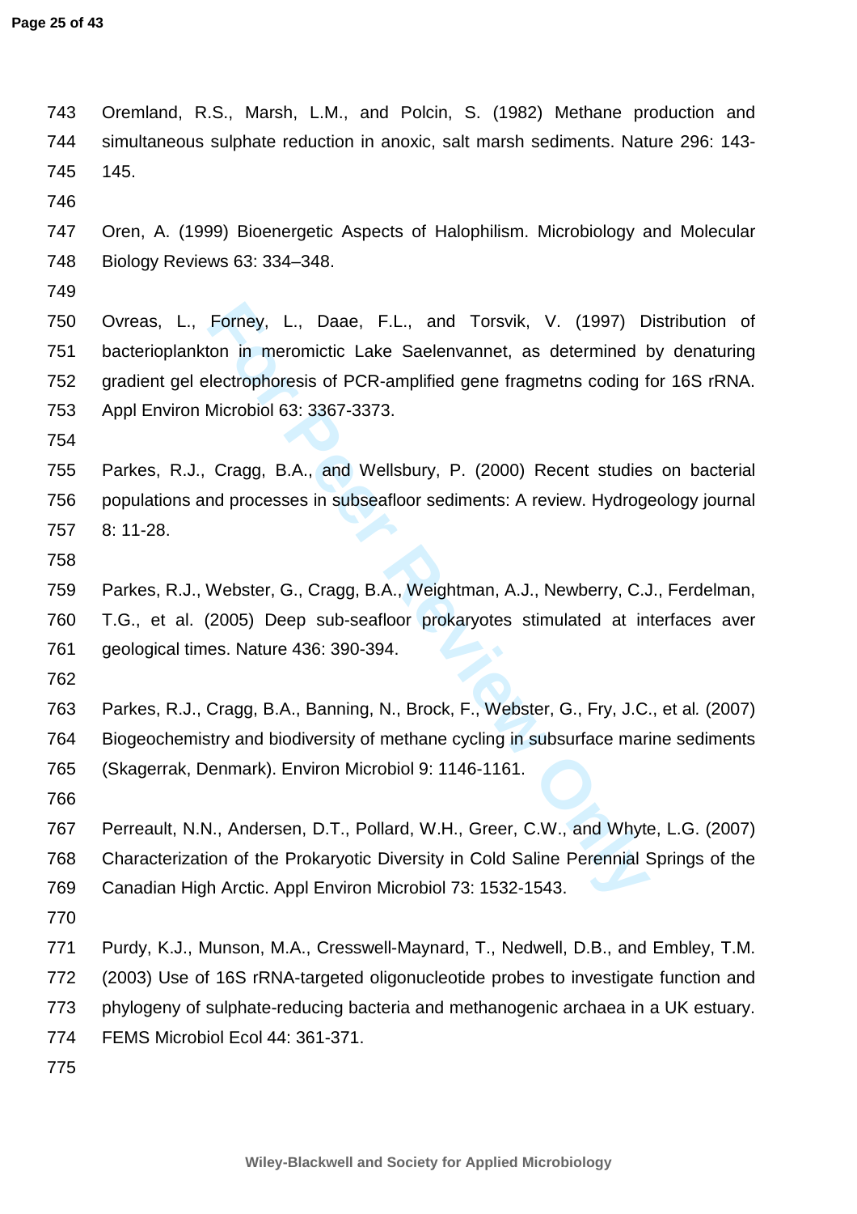Oremland, R.S., Marsh, L.M., and Polcin, S. (1982) Methane production and simultaneous sulphate reduction in anoxic, salt marsh sediments. Nature 296: 143-145.

Oren, A. (1999) Bioenergetic Aspects of Halophilism. Microbiology and Molecular Biology Reviews 63: 334–348.

Ovreas, L., Forney, L., Daae, F.L., and Torsvik, V. (1997) Distribution of bacterioplankton in meromictic Lake Saelenvannet, as determined by denaturing gradient gel electrophoresis of PCR-amplified gene fragmetns coding for 16S rRNA. Appl Environ Microbiol 63: 3367-3373.

Parkes, R.J., Cragg, B.A., and Wellsbury, P. (2000) Recent studies on bacterial populations and processes in subseafloor sediments: A review. Hydrogeology journal 8: 11-28.

Parkes, R.J., Webster, G., Cragg, B.A., Weightman, A.J., Newberry, C.J., Ferdelman, T.G., et al. (2005) Deep sub-seafloor prokaryotes stimulated at interfaces aver geological times. Nature 436: 390-394.

Parkes, R.J., Cragg, B.A., Banning, N., Brock, F., Webster, G., Fry, J.C., et al. (2007) Biogeochemistry and biodiversity of methane cycling in subsurface marine sediments (Skagerrak, Denmark). Environ Microbiol 9: 1146-1161.

Perreault, N.N., Andersen, D.T., Pollard, W.H., Greer, C.W., and Whyte, L.G. (2007) Characterization of the Prokaryotic Diversity in Cold Saline Perennial Springs of the Canadian High Arctic. Appl Environ Microbiol 73: 1532-1543.

Purdy, K.J., Munson, M.A., Cresswell-Maynard, T., Nedwell, D.B., and Embley, T.M. (2003) Use of 16S rRNA-targeted oligonucleotide probes to investigate function and phylogeny of sulphate-reducing bacteria and methanogenic archaea in a UK estuary. FEMS Microbiol Ecol 44: 361-371.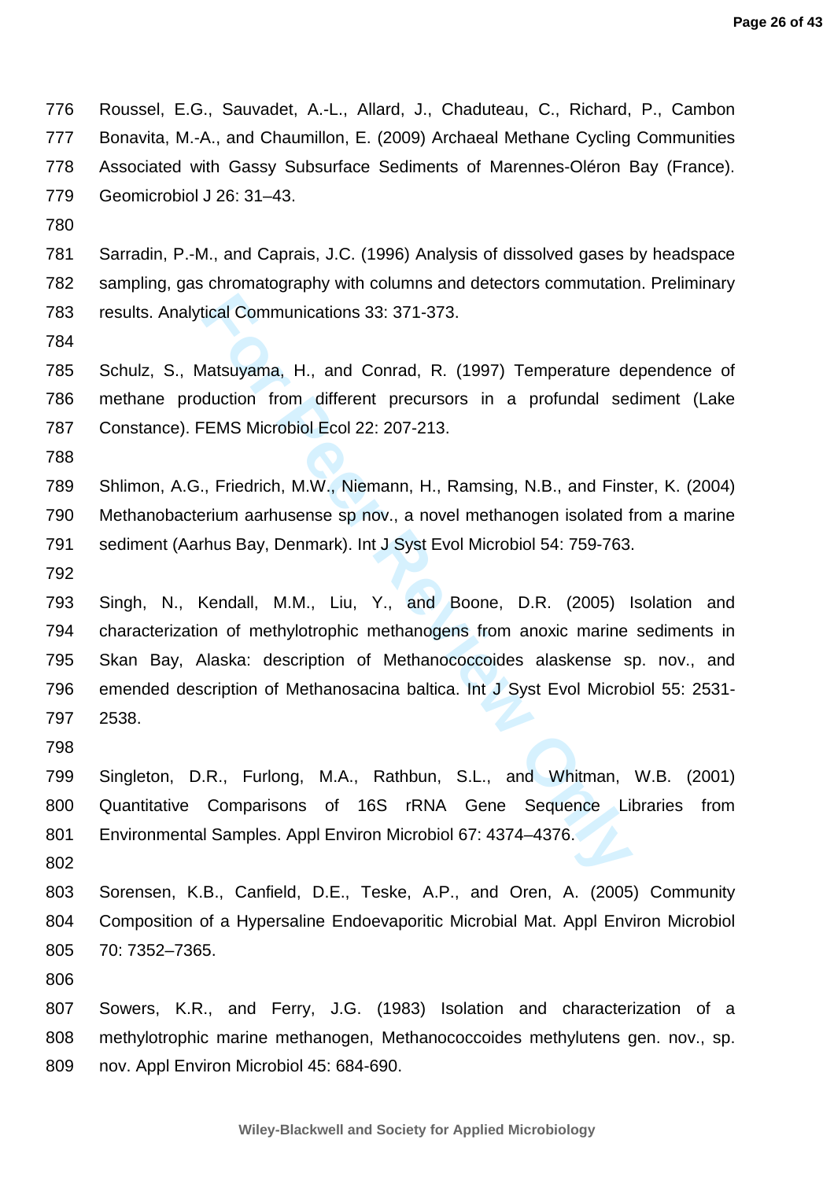Roussel, E.G., Sauvadet, A.-L., Allard, J., Chaduteau, C., Richard, P., Cambon Bonavita, M.-A., and Chaumillon, E. (2009) Archaeal Methane Cycling Communities Associated with Gassy Subsurface Sediments of Marennes-Oléron Bay (France). Geomicrobiol J 26: 31–43.

Sarradin, P.-M., and Caprais, J.C. (1996) Analysis of dissolved gases by headspace sampling, gas chromatography with columns and detectors commutation. Preliminary results. Analytical Communications 33: 371-373.

Schulz, S., Matsuyama, H., and Conrad, R. (1997) Temperature dependence of methane production from different precursors in a profundal sediment (Lake Constance). FEMS Microbiol Ecol 22: 207-213.

Shlimon, A.G., Friedrich, M.W., Niemann, H., Ramsing, N.B., and Finster, K. (2004) Methanobacterium aarhusense sp nov., a novel methanogen isolated from a marine sediment (Aarhus Bay, Denmark). Int J Syst Evol Microbiol 54: 759-763.

Singh, N., Kendall, M.M., Liu, Y., and Boone, D.R. (2005) Isolation and characterization of methylotrophic methanogens from anoxic marine sediments in Skan Bay, Alaska: description of Methanococcoides alaskense sp. nov., and emended description of Methanosacina baltica. Int J Syst Evol Microbiol 55: 2531-2538.

Singleton, D.R., Furlong, M.A., Rathbun, S.L., and Whitman, W.B. (2001) Quantitative Comparisons of 16S rRNA Gene Sequence Libraries from Environmental Samples. Appl Environ Microbiol 67: 4374–4376.

Sorensen, K.B., Canfield, D.E., Teske, A.P., and Oren, A. (2005) Community Composition of a Hypersaline Endoevaporitic Microbial Mat. Appl Environ Microbiol 70: 7352–7365.

Sowers, K.R., and Ferry, J.G. (1983) Isolation and characterization of a methylotrophic marine methanogen, Methanococcoides methylutens gen. nov., sp. nov. Appl Environ Microbiol 45: 684-690.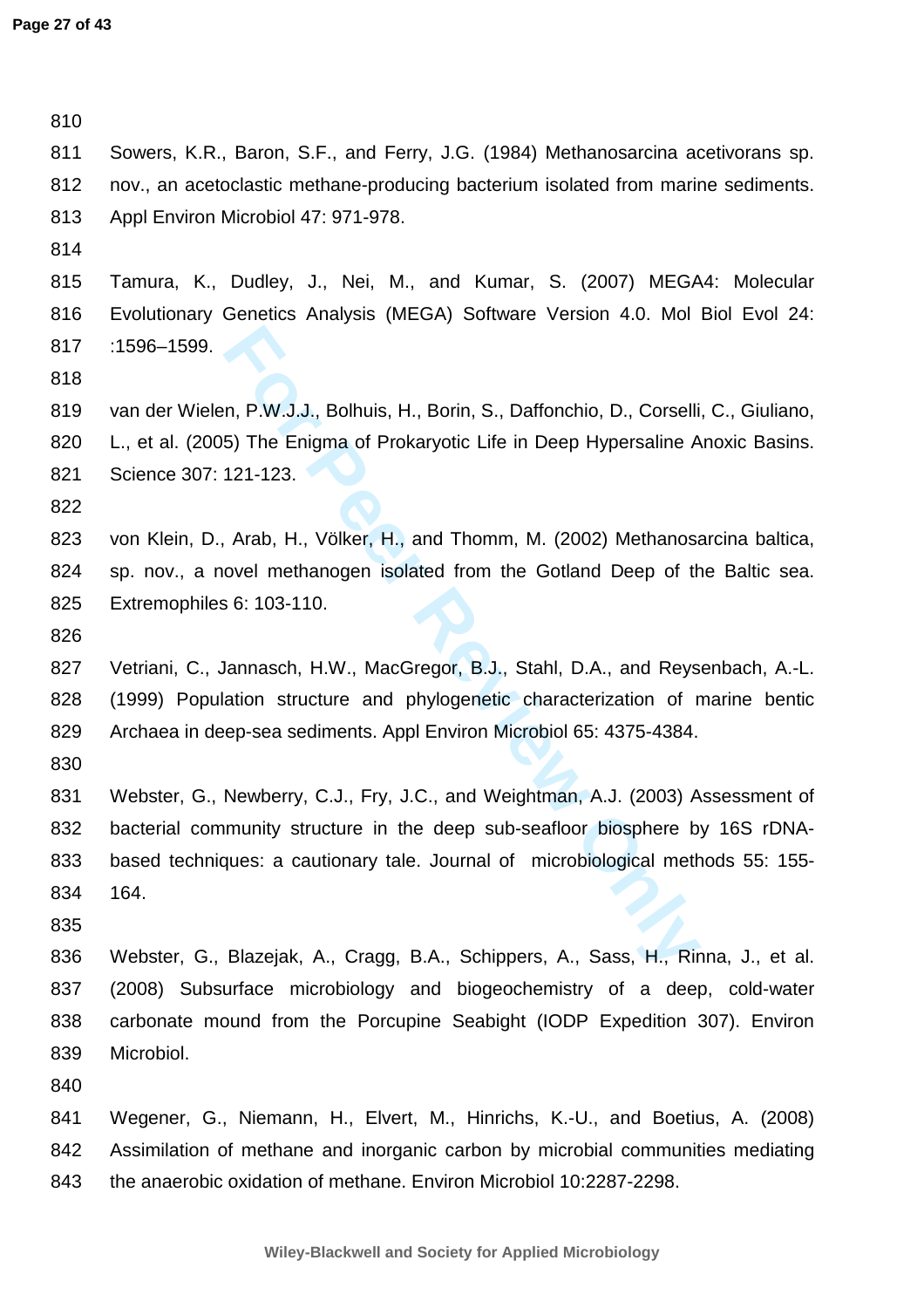Sowers, K.R., Baron, S.F., and Ferry, J.G. (1984) Methanosarcina acetivorans sp. nov., an acetoclastic methane-producing bacterium isolated from marine sediments. Appl Environ Microbiol 47: 971-978.

Tamura, K., Dudley, J., Nei, M., and Kumar, S. (2007) MEGA4: Molecular Evolutionary Genetics Analysis (MEGA) Software Version 4.0. Mol Biol Evol 24: :1596–1599.

van der Wielen, P.W.J.J., Bolhuis, H., Borin, S., Daffonchio, D., Corselli, C., Giuliano, L., et al. (2005) The Enigma of Prokaryotic Life in Deep Hypersaline Anoxic Basins. Science 307: 121-123.

von Klein, D., Arab, H., Völker, H., and Thomm, M. (2002) Methanosarcina baltica, sp. nov., a novel methanogen isolated from the Gotland Deep of the Baltic sea. Extremophiles 6: 103-110.

Vetriani, C., Jannasch, H.W., MacGregor, B.J., Stahl, D.A., and Reysenbach, A.-L. (1999) Population structure and phylogenetic characterization of marine bentic Archaea in deep-sea sediments. Appl Environ Microbiol 65: 4375-4384.

Webster, G., Newberry, C.J., Fry, J.C., and Weightman, A.J. (2003) Assessment of bacterial community structure in the deep sub-seafloor biosphere by 16S rDNA-based techniques: a cautionary tale. Journal of microbiological methods 55: 155-164.

Webster, G., Blazejak, A., Cragg, B.A., Schippers, A., Sass, H., Rinna, J., et al. (2008) Subsurface microbiology and biogeochemistry of a deep, cold-water carbonate mound from the Porcupine Seabight (IODP Expedition 307). Environ Microbiol.

Wegener, G., Niemann, H., Elvert, M., Hinrichs, K.-U., and Boetius, A. (2008) Assimilation of methane and inorganic carbon by microbial communities mediating the anaerobic oxidation of methane. Environ Microbiol 10:2287-2298.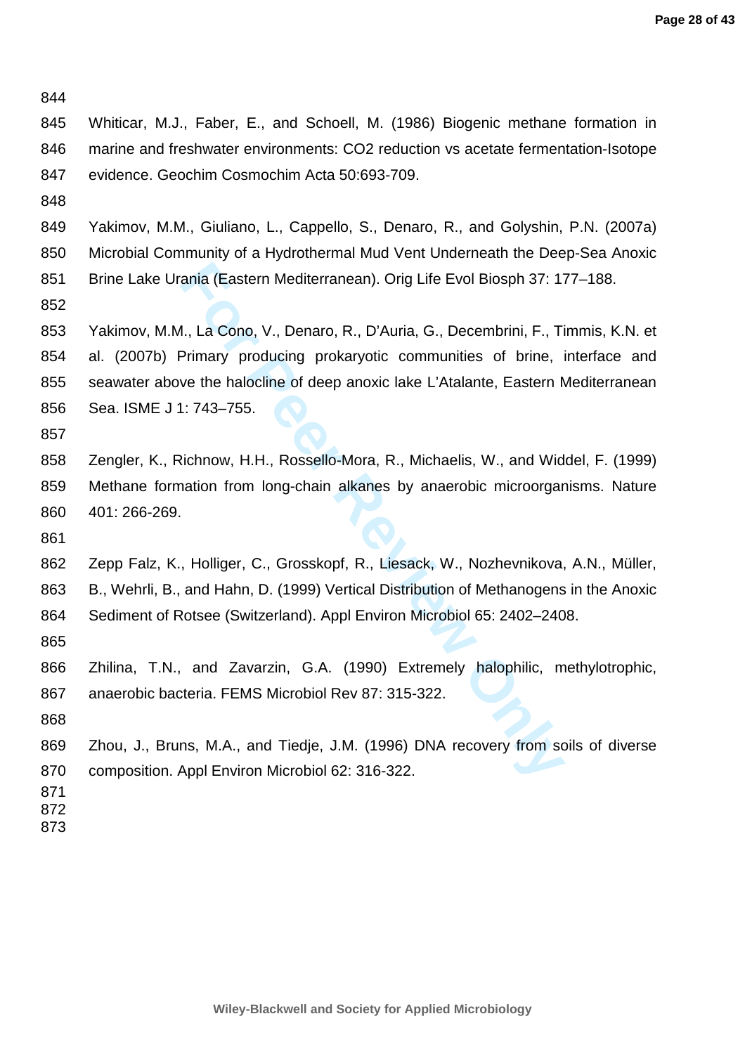Whiticar, M.J., Faber, E., and Schoell, M. (1986) Biogenic methane formation in marine and freshwater environments: CO2 reduction vs acetate fermentation-Isotope evidence. Geochim Cosmochim Acta 50:693-709.

Yakimov, M.M., Giuliano, L., Cappello, S., Denaro, R., and Golyshin, P.N. (2007a) Microbial Community of a Hydrothermal Mud Vent Underneath the Deep-Sea Anoxic Brine Lake Urania (Eastern Mediterranean). Orig Life Evol Biosph 37: 177–188.

Yakimov, M.M., La Cono, V., Denaro, R., D'Auria, G., Decembrini, F., Timmis, K.N. et al. (2007b) Primary producing prokaryotic communities of brine, interface and seawater above the halocline of deep anoxic lake L'Atalante, Eastern Mediterranean Sea. ISME J 1: 743–755.

Zengler, K., Richnow, H.H., Rossello-Mora, R., Michaelis, W., and Widdel, F. (1999) Methane formation from long-chain alkanes by anaerobic microorganisms. Nature 401: 266-269.

Zepp Falz, K., Holliger, C., Grosskopf, R., Liesack, W., Nozhevnikova, A.N., Müller, B., Wehrli, B., and Hahn, D. (1999) Vertical Distribution of Methanogens in the Anoxic Sediment of Rotsee (Switzerland). Appl Environ Microbiol 65: 2402–2408.

Zhilina, T.N., and Zavarzin, G.A. (1990) Extremely halophilic, methylotrophic, anaerobic bacteria. FEMS Microbiol Rev 87: 315-322.

Zhou, J., Bruns, M.A., and Tiedje, J.M. (1996) DNA recovery from soils of diverse composition. Appl Environ Microbiol 62: 316-322.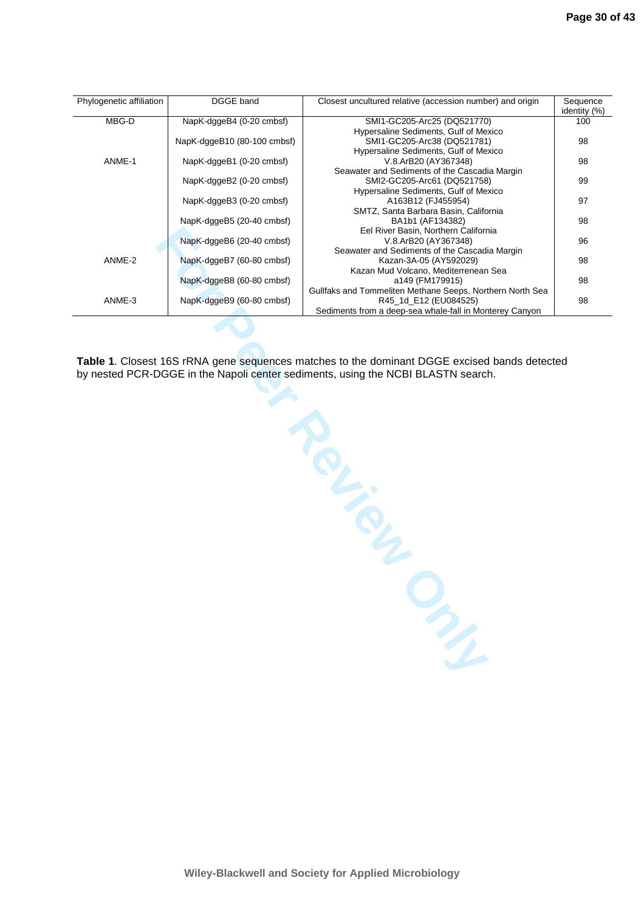| Phylogenetic affiliation | DGGE band | Closest uncultured relative (accession number) and origin | Sequence identity (%) |
|---|---|---|---|
| MBG-D | NapK-dggeB4 (0-20 cmbsf) | SMI1-GC205-Arc25 (DQ521770) Hypersaline Sediments, Gulf of Mexico | 100 |
| | NapK-dggeB10 (80-100 cmbsf) | SMI1-GC205-Arc38 (DQ521781) Hypersaline Sediments, Gulf of Mexico | 98 |
| ANME-1 | NapK-dggeB1 (0-20 cmbsf) | V.8.ArB20 (AY367348) Seawater and Sediments of the Cascadia Margin | 98 |
| | NapK-dggeB2 (0-20 cmbsf) | SMI2-GC205-Arc61 (DQ521758) Hypersaline Sediments, Gulf of Mexico | 99 |
| | NapK-dggeB3 (0-20 cmbsf) | A163B12 (FJ455954) SMTZ, Santa Barbara Basin, California | 97 |
| | NapK-dggeB5 (20-40 cmbsf) | BA1b1 (AF134382) Eel River Basin, Northern California | 98 |
| | NapK-dggeB6 (20-40 cmbsf) | V.8.ArB20 (AY367348) Seawater and Sediments of the Cascadia Margin | 96 |
| ANME-2 | NapK-dggeB7 (60-80 cmbsf) | Kazan-3A-05 (AY592029) Kazan Mud Volcano, Mediterrenean Sea | 98 |
| | NapK-dggeB8 (60-80 cmbsf) | a149 (FM179915) Gullfaks and Tommeliten Methane Seeps, Northern North Sea | 98 |
| ANME-3 | NapK-dggeB9 (60-80 cmbsf) | R45_1d_E12 (EU084525) Sediments from a deep-sea whale-fall in Monterey Canyon | 98 |

**Table 1**. Closest 16S rRNA gene sequences matches to the dominant DGGE excised bands detected by nested PCR-DGGE in the Napoli center sediments, using the NCBI BLASTN search.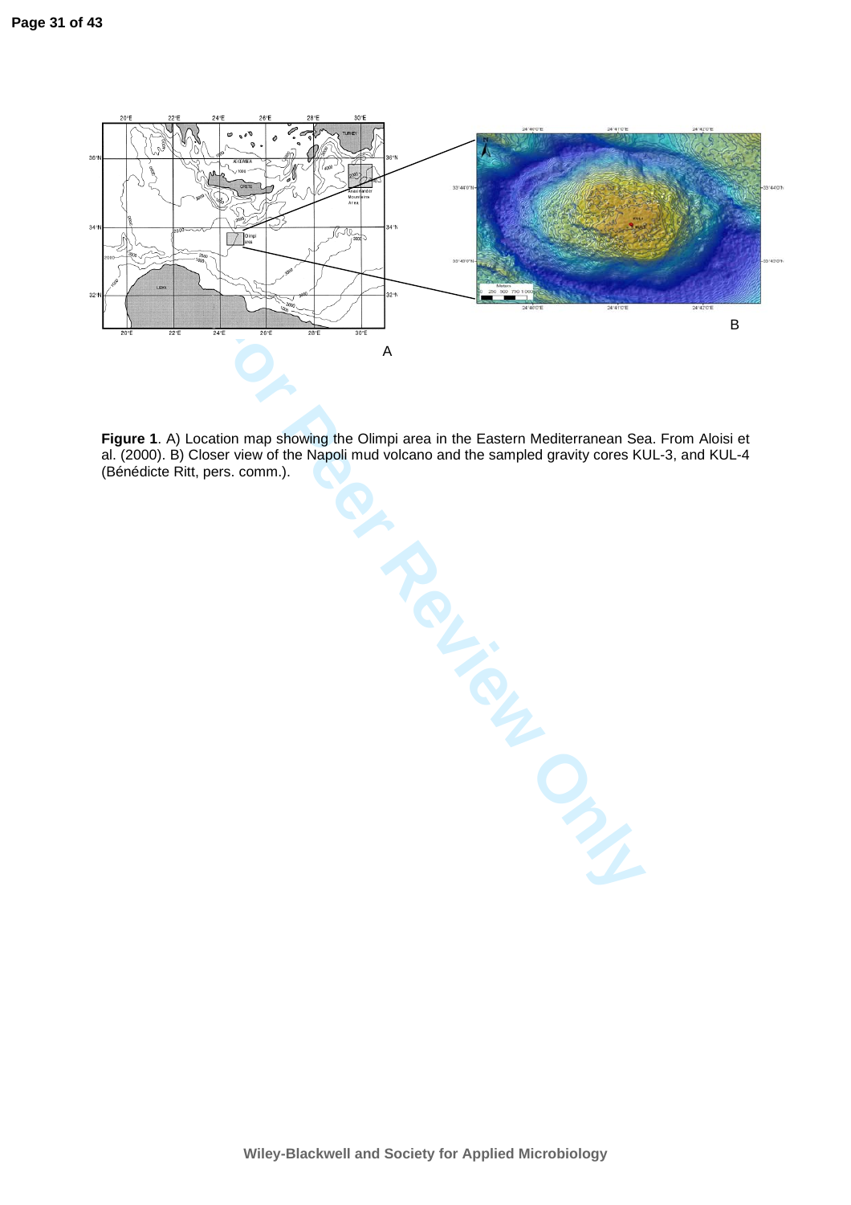**Figure 1**. A) Location map showing the Olimpi area in the Eastern Mediterranean Sea. From Aloisi et al. (2000). B) Closer view of the Napoli mud volcano and the sampled gravity cores KUL-3, and KUL-4 (Bénédicte Ritt, pers. comm.).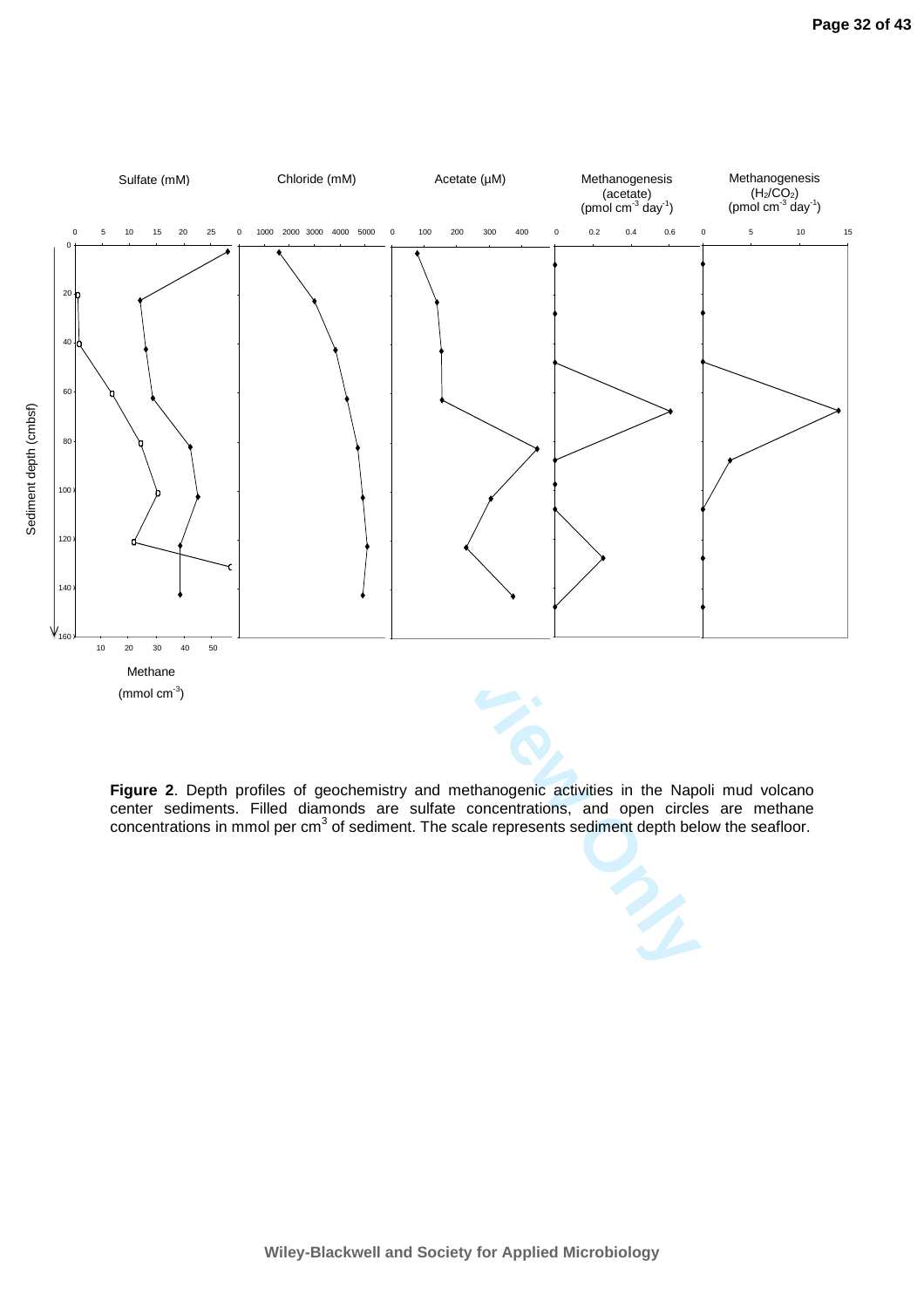**Figure 2**. Depth profiles of geochemistry and methanogenic activities in the Napoli mud volcano center sediments. Filled diamonds are sulfate concentrations, and open circles are methane concentrations in mmol per $cm^3$ of sediment. The scale represents sediment depth below the seafloor.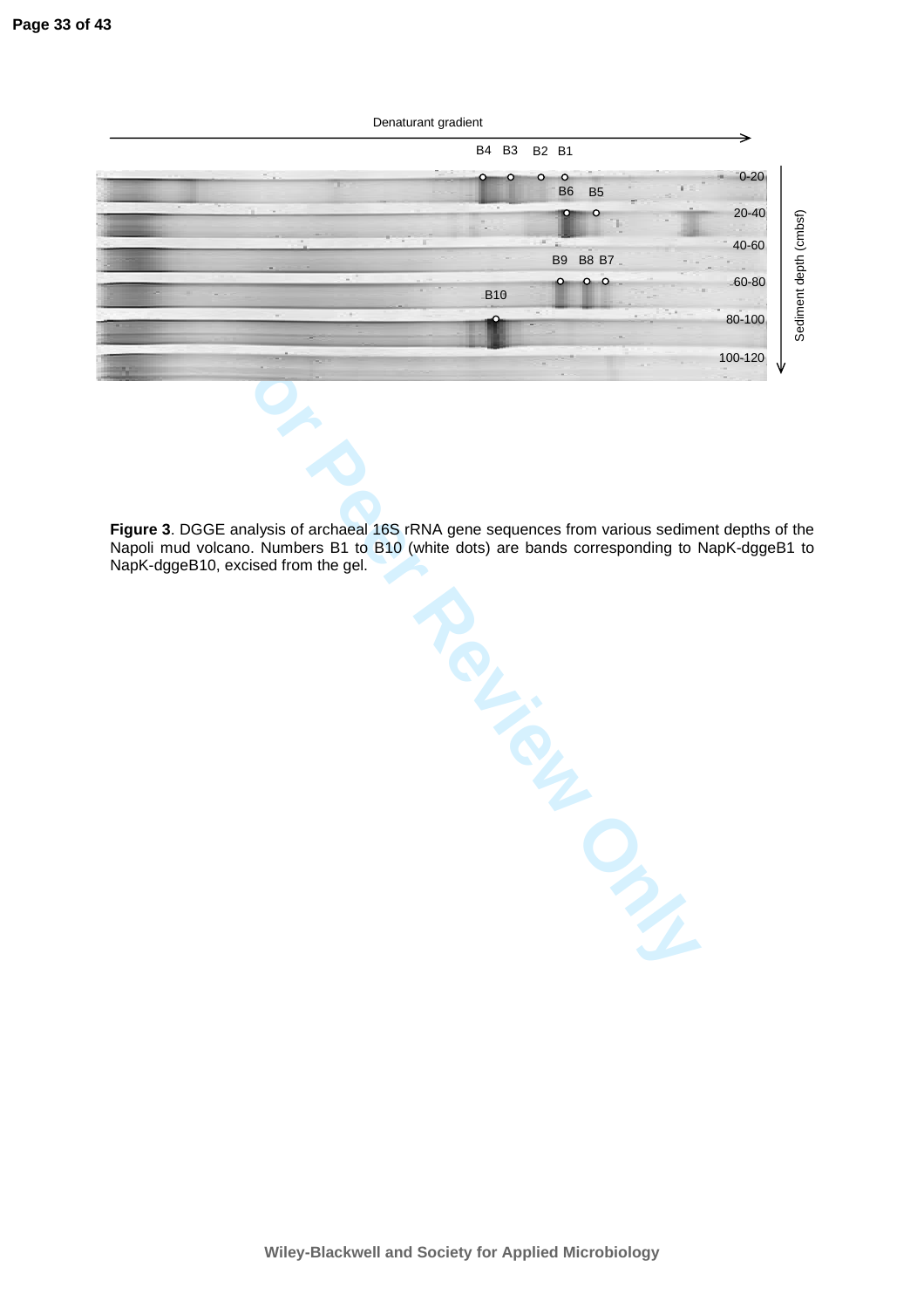**Figure 3**. DGGE analysis of archaeal 16S rRNA gene sequences from various sediment depths of the Napoli mud volcano. Numbers B1 to B10 (white dots) are bands corresponding to NapK-dggeB1 to NapK-dggeB10, excised from the gel.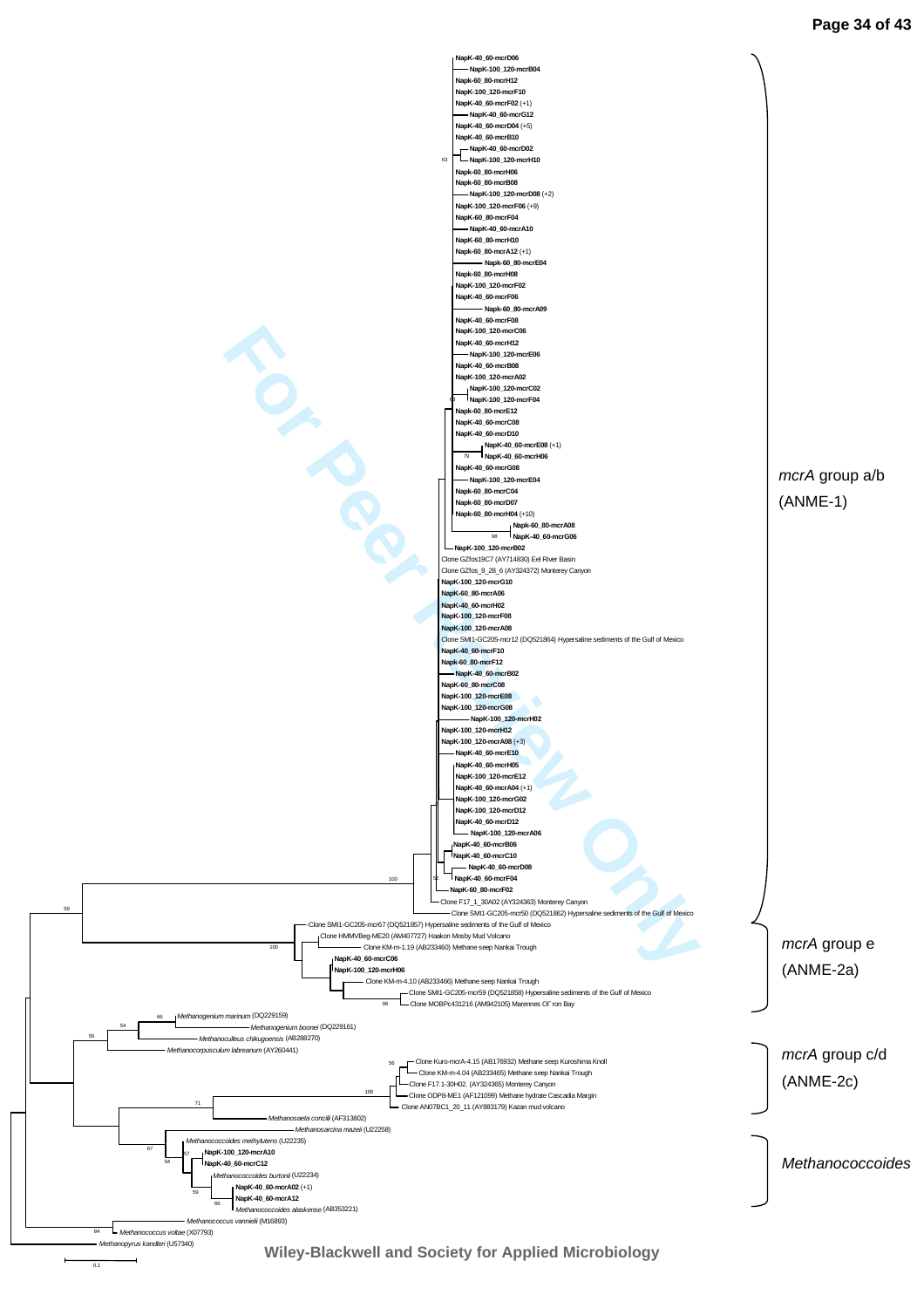NapK-40_60-mcrD06
NapK-100_120-mcrB04
Napk-60_80-mcrH12
NapK-100_120-mcrF10
NapK-40_60-mcrF02 (+1)
NapK-40_60-mcrG12
NapK-40_60-mcrD04 (+5)
NapK-40_60-mcrB10
NapK-40_60-mcrD02
NapK-100_120-mcrH10
Napk-60_80-mcrH06
Napk-60_80-mcrB08
NapK-100_120-mcrD08 (+2)
NapK-100_120-mcrF06 (+9)
Napk-60_80-mcrF04
NapK-40_60-mcrA10
Napk-60_80-mcrH10
Napk-60_80-mcrA12 (+1)
Napk-60_80-mcrE04
Napk-60_80-mcrH08
NapK-100_120-mcrF02
NapK-40_60-mcrF06
Napk-60_80-mcrA09
NapK-40_60-mcrF08
NapK-100_120-mcrC06
NapK-40_60-mcrH12
NapK-100_120-mcrE06
NapK-40_60-mcrB08
NapK-100_120-mcrA02
NapK-100_120-mcrC02
NapK-100_120-mcrF04
Napk-60_80-mcrE12
NapK-40_60-mcrC08
NapK-40_60-mcrD10
NapK-40_60-mcrE08 (+1)
NapK-40_60-mcrH06
NapK-40_60-mcrG08
NapK-100_120-mcrE04
Napk-60_80-mcrC04
Napk-60_80-mcrD07
Napk-60_80-mcrH04 (+10)
Napk-60_80-mcrA08
NapK-40_60-mcrG06
NapK-100_120-mcrB02
Clone GZfos19C7 (AY714830) Eel River Basin
Clone GZfos_9_28_6 (AY324372) Monterey Canyon
NapK-100_120-mcrG10
Napk-60_80-mcrA06
NapK-40_60-mcrH02
NapK-100_120-mcrF08
NapK-100_120-mcrA08
Clone SMI1-GC205-mcr12 (DQ521864) Hypersaline sediments of the Gulf of Mexico
NapK-40_60-mcrF10
Napk-60_80-mcrF12
NapK-40_60-mcrB02
Napk-60_80-mcrC08
NapK-100_120-mcrE08
NapK-100_120-mcrG08
NapK-100_120-mcrH02
NapK-100_120-mcrH12
NapK-100_120-mcrA08 (+3)
NapK-40_60-mcrE10
NapK-40_60-mcrH05
NapK-100_120-mcrE12
NapK-40_60-mcrA04 (+1)
NapK-100_120-mcrG02
NapK-100_120-mcrD12
NapK-40_60-mcrD12
NapK-100_120-mcrA06
NapK-40_60-mcrB06
NapK-40_60-mcrC10
NapK-40_60-mcrD08
NapK-40_60-mcrF04
Napk-60_80-mcrF02
Clone F17_1_30A02 (AY324363) Monterey Canyon
Clone SMI1-GC205-mcr50 (DQ521862) Hypersaline sediments of the Gulf of Mexico

*mcrA* group a/b (ANME-1)

Clone SMI1-GC205-mcr67 (DQ521857) Hypersaline sediments of the Gulf of Mexico
Clone HMMVBeg-ME20 (AM407727) Haakon Mosby Mud Volcano
Clone KM-m-1.19 (AB233460) Methane seep Nankai Trough
NapK-40_60-mcrC06
NapK-100_120-mcrH06
Clone KM-m-4.10 (AB233466) Methane seep Nankai Trough
Clone SMI1-GC205-mcr59 (DQ521858) Hypersaline sediments of the Gulf of Mexico
Clone MOBPc431216 (AM942105) Marennes Ol´ron Bay

*mcrA* group e (ANME-2a)

*Methanogenium marinum* (DQ229159)
*Methanogenium boonei* (DQ229161)
*Methanoculleus chikugoensis* (AB288270)
*Methanocorpusculum labreanum* (AY260441)

Clone Kuro-mcrA-4.15 (AB176932) Methane seep Kuroshima Knoll
Clone KM-m-4.04 (AB233465) Methane seep Nankai Trough
Clone F17.1-30H02. (AY324365) Monterey Canyon
Clone ODP8-ME1 (AF121099) Methane hydrate Cascadia Margin
Clone AN07BC1_20_11 (AY883179) Kazan mud volcano

*mcrA* group c/d (ANME-2c)

*Methanosaeta concilii* (AF313802)
*Methanosarcina mazeii* (U22258)
*Methanococcoides methylutens* (U22235)
NapK-100_120-mcrA10
NapK-40_60-mcrC12
*Methanococcoides burtonii* (U22234)
NapK-40_60-mcrA02 (+1)
NapK-40_60-mcrA12
*Methanococcoides alaskense* (AB353221)

*Methanococcoides*

*Methanococcus vannielii* (M16893)
*Methanococcus voltae* (X07793)
*Methanopyrus kandleri* (U57340)

0.1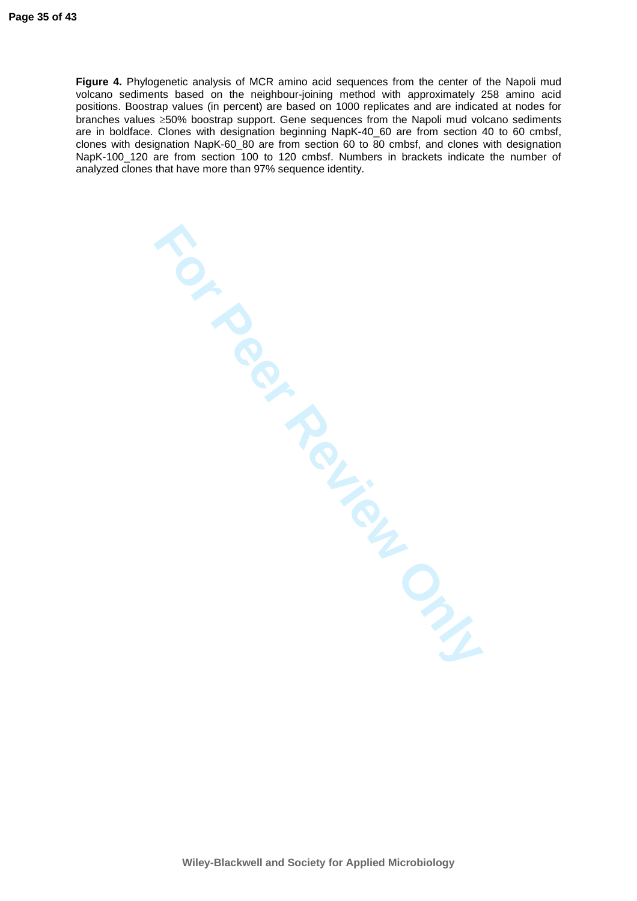**Figure 4.** Phylogenetic analysis of MCR amino acid sequences from the center of the Napoli mud volcano sediments based on the neighbour-joining method with approximately 258 amino acid positions. Boostrap values (in percent) are based on 1000 replicates and are indicated at nodes for branches values ≥50% boostrap support. Gene sequences from the Napoli mud volcano sediments are in boldface. Clones with designation beginning NapK-40_60 are from section 40 to 60 cmbsf, clones with designation NapK-60_80 are from section 60 to 80 cmbsf, and clones with designation NapK-100_120 are from section 100 to 120 cmbsf. Numbers in brackets indicate the number of analyzed clones that have more than 97% sequence identity.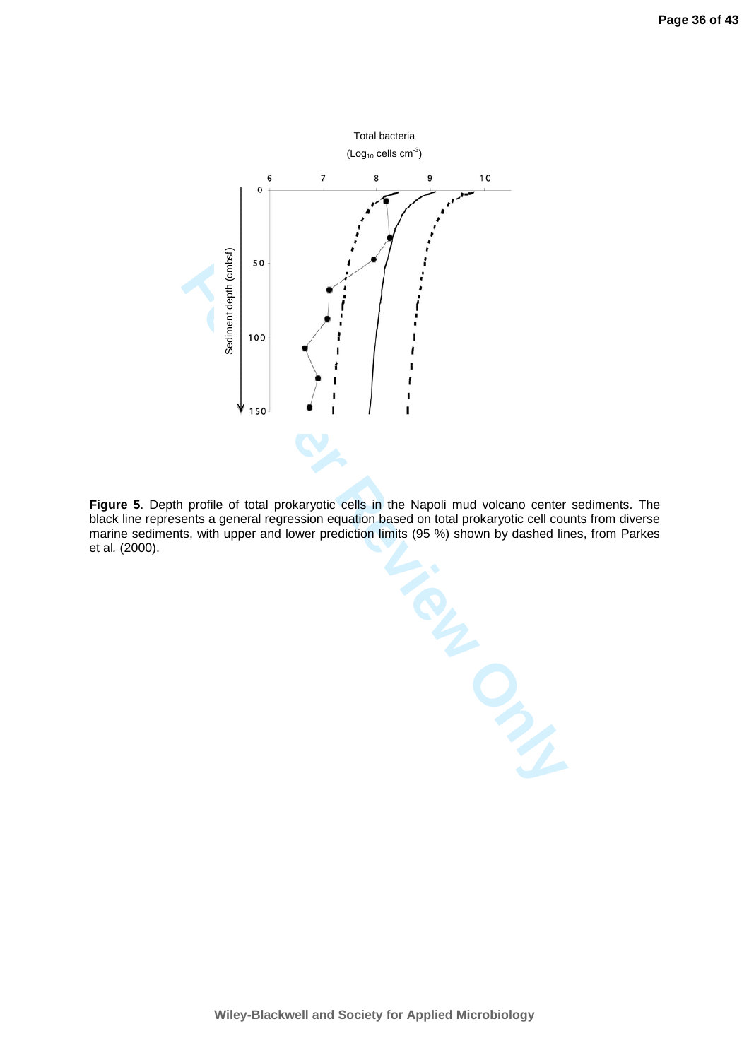**Figure 5**. Depth profile of total prokaryotic cells in the Napoli mud volcano center sediments. The black line represents a general regression equation based on total prokaryotic cell counts from diverse marine sediments, with upper and lower prediction limits (95 %) shown by dashed lines, from Parkes et al*.* (2000).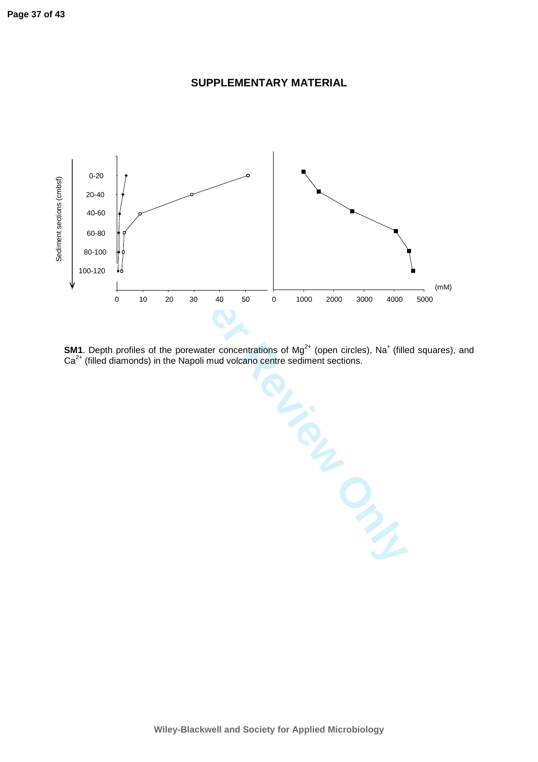## SUPPLEMENTARY MATERIAL

**SM1**. Depth profiles of the porewater concentrations of $Mg^{2+}$ (open circles), $Na^{+}$ (filled squares), and $Ca^{2+}$ (filled diamonds) in the Napoli mud volcano centre sediment sections.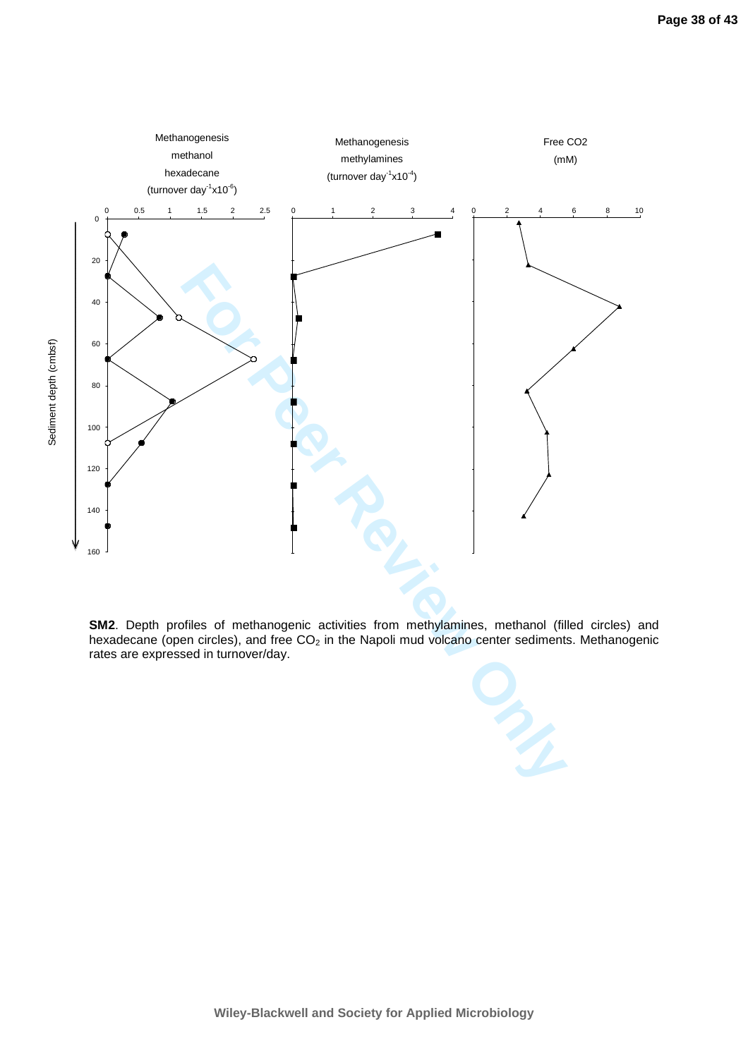**SM2**. Depth profiles of methanogenic activities from methylamines, methanol (filled circles) and hexadecane (open circles), and free $CO_2$ in the Napoli mud volcano center sediments. Methanogenic rates are expressed in turnover/day.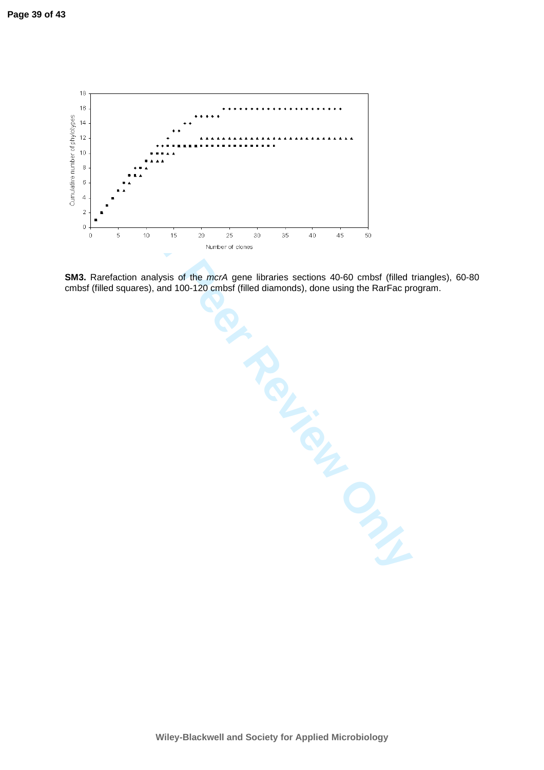**SM3.** Rarefaction analysis of the *mcrA* gene libraries sections 40-60 cmbsf (filled triangles), 60-80 cmbsf (filled squares), and 100-120 cmbsf (filled diamonds), done using the RarFac program.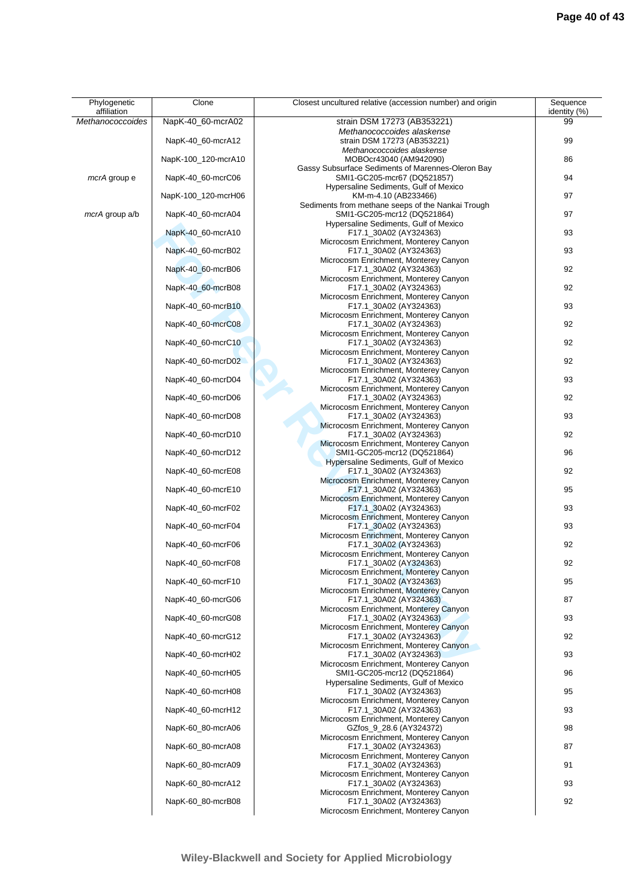| Phylogenetic affiliation | Clone | Closest uncultured relative (accession number) and origin | Sequence identity (%) |
|---|---|---|---|
| *Methanococcoides* | NapK-40_60-mcrA02 | strain DSM 17273 (AB353221) *Methanococcoides alaskense* | 99 |
| | NapK-40_60-mcrA12 | strain DSM 17273 (AB353221) *Methanococcoides alaskense* | 99 |
| | NapK-100_120-mcrA10 | MOBOcr43040 (AM942090) Gassy Subsurface Sediments of Marennes-Oleron Bay | 86 |
| *mcrA* group e | NapK-40_60-mcrC06 | SMI1-GC205-mcr67 (DQ521857) Hypersaline Sediments, Gulf of Mexico | 94 |
| | NapK-100_120-mcrH06 | KM-m-4.10 (AB233466) Sediments from methane seeps of the Nankai Trough | 97 |
| *mcrA* group a/b | NapK-40_60-mcrA04 | SMI1-GC205-mcr12 (DQ521864) Hypersaline Sediments, Gulf of Mexico | 97 |
| | NapK-40_60-mcrA10 | F17.1_30A02 (AY324363) Microcosm Enrichment, Monterey Canyon | 93 |
| | NapK-40_60-mcrB02 | F17.1_30A02 (AY324363) Microcosm Enrichment, Monterey Canyon | 93 |
| | NapK-40_60-mcrB06 | F17.1_30A02 (AY324363) Microcosm Enrichment, Monterey Canyon | 92 |
| | NapK-40_60-mcrB08 | F17.1_30A02 (AY324363) Microcosm Enrichment, Monterey Canyon | 92 |
| | NapK-40_60-mcrB10 | F17.1_30A02 (AY324363) Microcosm Enrichment, Monterey Canyon | 93 |
| | NapK-40_60-mcrC08 | F17.1_30A02 (AY324363) Microcosm Enrichment, Monterey Canyon | 92 |
| | NapK-40_60-mcrC10 | F17.1_30A02 (AY324363) Microcosm Enrichment, Monterey Canyon | 92 |
| | NapK-40_60-mcrD02 | F17.1_30A02 (AY324363) Microcosm Enrichment, Monterey Canyon | 92 |
| | NapK-40_60-mcrD04 | F17.1_30A02 (AY324363) Microcosm Enrichment, Monterey Canyon | 93 |
| | NapK-40_60-mcrD06 | F17.1_30A02 (AY324363) Microcosm Enrichment, Monterey Canyon | 92 |
| | NapK-40_60-mcrD08 | F17.1_30A02 (AY324363) Microcosm Enrichment, Monterey Canyon | 93 |
| | NapK-40_60-mcrD10 | F17.1_30A02 (AY324363) Microcosm Enrichment, Monterey Canyon | 92 |
| | NapK-40_60-mcrD12 | SMI1-GC205-mcr12 (DQ521864) Hypersaline Sediments, Gulf of Mexico | 96 |
| | NapK-40_60-mcrE08 | F17.1_30A02 (AY324363) Microcosm Enrichment, Monterey Canyon | 92 |
| | NapK-40_60-mcrE10 | F17.1_30A02 (AY324363) Microcosm Enrichment, Monterey Canyon | 95 |
| | NapK-40_60-mcrF02 | F17.1_30A02 (AY324363) Microcosm Enrichment, Monterey Canyon | 93 |
| | NapK-40_60-mcrF04 | F17.1_30A02 (AY324363) Microcosm Enrichment, Monterey Canyon | 93 |
| | NapK-40_60-mcrF06 | F17.1_30A02 (AY324363) Microcosm Enrichment, Monterey Canyon | 92 |
| | NapK-40_60-mcrF08 | F17.1_30A02 (AY324363) Microcosm Enrichment, Monterey Canyon | 92 |
| | NapK-40_60-mcrF10 | F17.1_30A02 (AY324363) Microcosm Enrichment, Monterey Canyon | 95 |
| | NapK-40_60-mcrG06 | F17.1_30A02 (AY324363) Microcosm Enrichment, Monterey Canyon | 87 |
| | NapK-40_60-mcrG08 | F17.1_30A02 (AY324363) Microcosm Enrichment, Monterey Canyon | 93 |
| | NapK-40_60-mcrG12 | F17.1_30A02 (AY324363) Microcosm Enrichment, Monterey Canyon | 92 |
| | NapK-40_60-mcrH02 | F17.1_30A02 (AY324363) Microcosm Enrichment, Monterey Canyon | 93 |
| | NapK-40_60-mcrH05 | SMI1-GC205-mcr12 (DQ521864) Hypersaline Sediments, Gulf of Mexico | 96 |
| | NapK-40_60-mcrH08 | F17.1_30A02 (AY324363) Microcosm Enrichment, Monterey Canyon | 95 |
| | NapK-40_60-mcrH12 | F17.1_30A02 (AY324363) Microcosm Enrichment, Monterey Canyon | 93 |
| | NapK-60_80-mcrA06 | GZfos_9_28.6 (AY324372) Microcosm Enrichment, Monterey Canyon | 98 |
| | NapK-60_80-mcrA08 | F17.1_30A02 (AY324363) Microcosm Enrichment, Monterey Canyon | 87 |
| | NapK-60_80-mcrA09 | F17.1_30A02 (AY324363) Microcosm Enrichment, Monterey Canyon | 91 |
| | NapK-60_80-mcrA12 | F17.1_30A02 (AY324363) Microcosm Enrichment, Monterey Canyon | 93 |
| | NapK-60_80-mcrB08 | F17.1_30A02 (AY324363) Microcosm Enrichment, Monterey Canyon | 92 |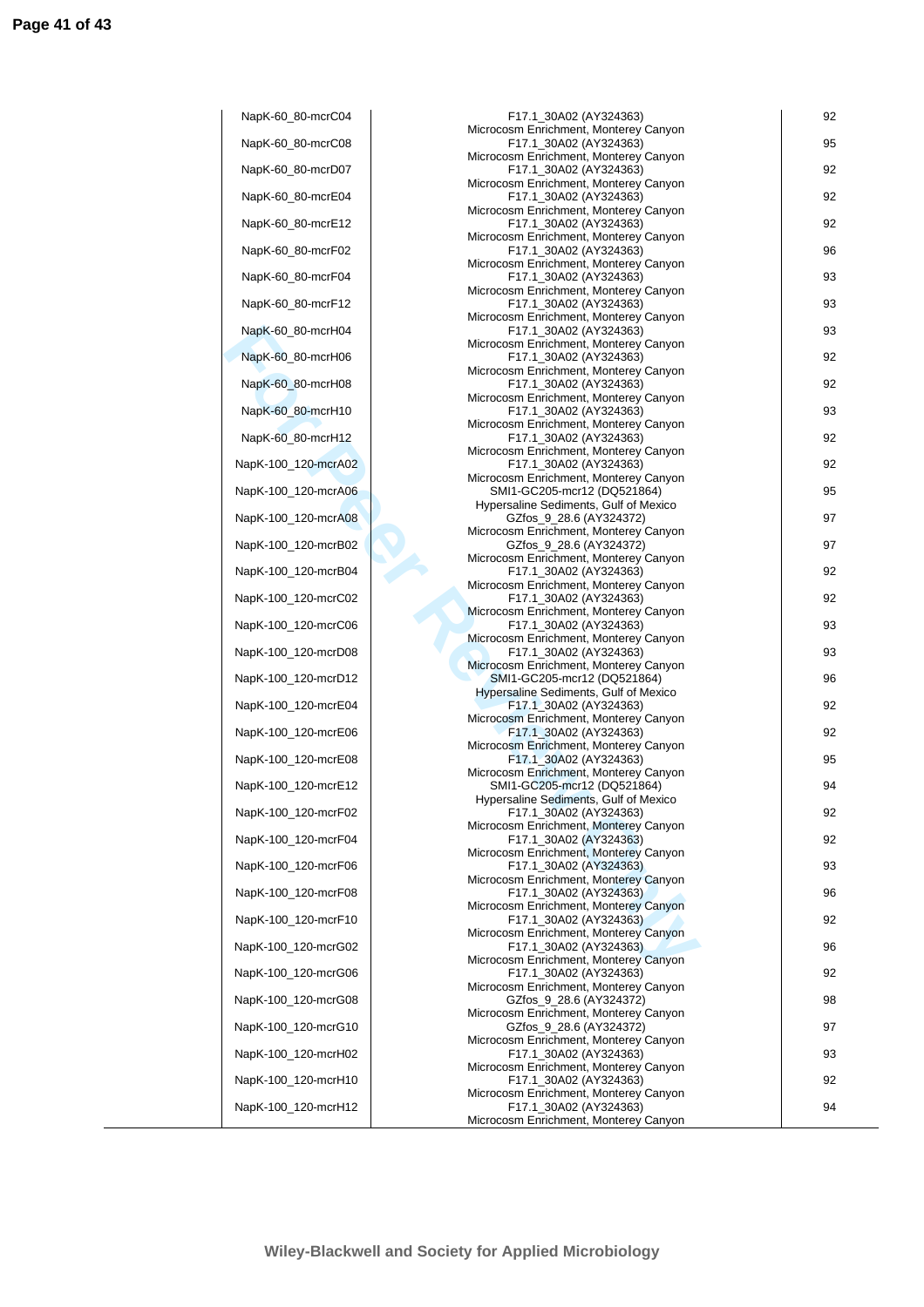| | | |
|---|---|---|
| NapK-60_80-mcrC04 | F17.1_30A02 (AY324363) Microcosm Enrichment, Monterey Canyon | 92 |
| NapK-60_80-mcrC08 | F17.1_30A02 (AY324363) Microcosm Enrichment, Monterey Canyon | 95 |
| NapK-60_80-mcrD07 | F17.1_30A02 (AY324363) Microcosm Enrichment, Monterey Canyon | 92 |
| NapK-60_80-mcrE04 | F17.1_30A02 (AY324363) Microcosm Enrichment, Monterey Canyon | 92 |
| NapK-60_80-mcrE12 | F17.1_30A02 (AY324363) Microcosm Enrichment, Monterey Canyon | 92 |
| NapK-60_80-mcrF02 | F17.1_30A02 (AY324363) Microcosm Enrichment, Monterey Canyon | 96 |
| NapK-60_80-mcrF04 | F17.1_30A02 (AY324363) Microcosm Enrichment, Monterey Canyon | 93 |
| NapK-60_80-mcrF12 | F17.1_30A02 (AY324363) Microcosm Enrichment, Monterey Canyon | 93 |
| NapK-60_80-mcrH04 | F17.1_30A02 (AY324363) Microcosm Enrichment, Monterey Canyon | 93 |
| NapK-60_80-mcrH06 | F17.1_30A02 (AY324363) Microcosm Enrichment, Monterey Canyon | 92 |
| NapK-60_80-mcrH08 | F17.1_30A02 (AY324363) Microcosm Enrichment, Monterey Canyon | 92 |
| NapK-60_80-mcrH10 | F17.1_30A02 (AY324363) Microcosm Enrichment, Monterey Canyon | 93 |
| NapK-60_80-mcrH12 | F17.1_30A02 (AY324363) Microcosm Enrichment, Monterey Canyon | 92 |
| NapK-100_120-mcrA02 | F17.1_30A02 (AY324363) Microcosm Enrichment, Monterey Canyon | 92 |
| NapK-100_120-mcrA06 | SMI1-GC205-mcr12 (DQ521864) Hypersaline Sediments, Gulf of Mexico | 95 |
| NapK-100_120-mcrA08 | GZfos_9_28.6 (AY324372) Microcosm Enrichment, Monterey Canyon | 97 |
| NapK-100_120-mcrB02 | GZfos_9_28.6 (AY324372) Microcosm Enrichment, Monterey Canyon | 97 |
| NapK-100_120-mcrB04 | F17.1_30A02 (AY324363) Microcosm Enrichment, Monterey Canyon | 92 |
| NapK-100_120-mcrC02 | F17.1_30A02 (AY324363) Microcosm Enrichment, Monterey Canyon | 92 |
| NapK-100_120-mcrC06 | F17.1_30A02 (AY324363) Microcosm Enrichment, Monterey Canyon | 93 |
| NapK-100_120-mcrD08 | F17.1_30A02 (AY324363) Microcosm Enrichment, Monterey Canyon | 93 |
| NapK-100_120-mcrD12 | SMI1-GC205-mcr12 (DQ521864) Hypersaline Sediments, Gulf of Mexico | 96 |
| NapK-100_120-mcrE04 | F17.1_30A02 (AY324363) Microcosm Enrichment, Monterey Canyon | 92 |
| NapK-100_120-mcrE06 | F17.1_30A02 (AY324363) Microcosm Enrichment, Monterey Canyon | 92 |
| NapK-100_120-mcrE08 | F17.1_30A02 (AY324363) Microcosm Enrichment, Monterey Canyon | 95 |
| NapK-100_120-mcrE12 | SMI1-GC205-mcr12 (DQ521864) Hypersaline Sediments, Gulf of Mexico | 94 |
| NapK-100_120-mcrF02 | F17.1_30A02 (AY324363) Microcosm Enrichment, Monterey Canyon | 92 |
| NapK-100_120-mcrF04 | F17.1_30A02 (AY324363) Microcosm Enrichment, Monterey Canyon | 92 |
| NapK-100_120-mcrF06 | F17.1_30A02 (AY324363) Microcosm Enrichment, Monterey Canyon | 93 |
| NapK-100_120-mcrF08 | F17.1_30A02 (AY324363) Microcosm Enrichment, Monterey Canyon | 96 |
| NapK-100_120-mcrF10 | F17.1_30A02 (AY324363) Microcosm Enrichment, Monterey Canyon | 92 |
| NapK-100_120-mcrG02 | F17.1_30A02 (AY324363) Microcosm Enrichment, Monterey Canyon | 96 |
| NapK-100_120-mcrG06 | F17.1_30A02 (AY324363) Microcosm Enrichment, Monterey Canyon | 92 |
| NapK-100_120-mcrG08 | GZfos_9_28.6 (AY324372) Microcosm Enrichment, Monterey Canyon | 98 |
| NapK-100_120-mcrG10 | GZfos_9_28.6 (AY324372) Microcosm Enrichment, Monterey Canyon | 97 |
| NapK-100_120-mcrH02 | F17.1_30A02 (AY324363) Microcosm Enrichment, Monterey Canyon | 93 |
| NapK-100_120-mcrH10 | F17.1_30A02 (AY324363) Microcosm Enrichment, Monterey Canyon | 92 |
| NapK-100_120-mcrH12 | F17.1_30A02 (AY324363) Microcosm Enrichment, Monterey Canyon | 94 |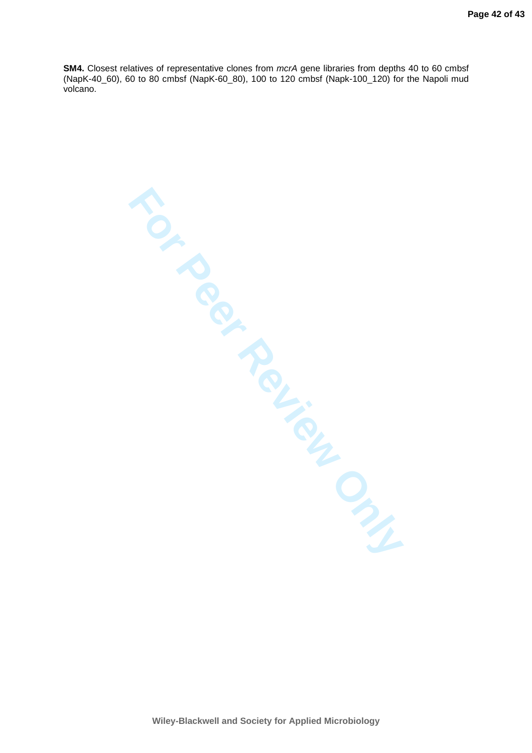**SM4.** Closest relatives of representative clones from *mcrA* gene libraries from depths 40 to 60 cmbsf (NapK-40_60), 60 to 80 cmbsf (NapK-60_80), 100 to 120 cmbsf (Napk-100_120) for the Napoli mud volcano.